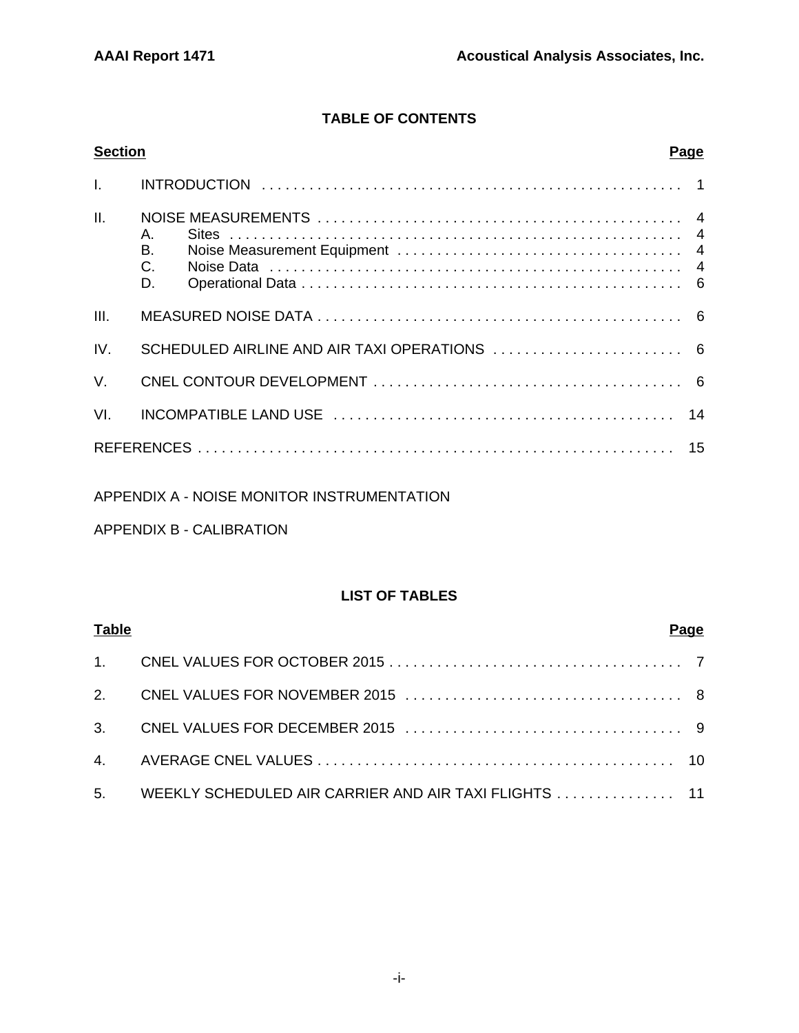## TABLE OF CONTENTS

| Section | | Page |
|---|---|---|
| I. | INTRODUCTION | 1 |
| II. | NOISE MEASUREMENTS | 4 |
| | A. Sites | 4 |
| | B. Noise Measurement Equipment | 4 |
| | C. Noise Data | 4 |
| | D. Operational Data | 6 |
| III. | MEASURED NOISE DATA | 6 |
| IV. | SCHEDULED AIRLINE AND AIR TAXI OPERATIONS | 6 |
| V. | CNEL CONTOUR DEVELOPMENT | 6 |
| VI. | INCOMPATIBLE LAND USE | 14 |
| REFERENCES | | 15 |

APPENDIX A - NOISE MONITOR INSTRUMENTATION

APPENDIX B - CALIBRATION

## LIST OF TABLES

| Table | | Page |
|---|---|---|
| 1. | CNEL VALUES FOR OCTOBER 2015 | 7 |
| 2. | CNEL VALUES FOR NOVEMBER 2015 | 8 |
| 3. | CNEL VALUES FOR DECEMBER 2015 | 9 |
| 4. | AVERAGE CNEL VALUES | 10 |
| 5. | WEEKLY SCHEDULED AIR CARRIER AND AIR TAXI FLIGHTS | 11 |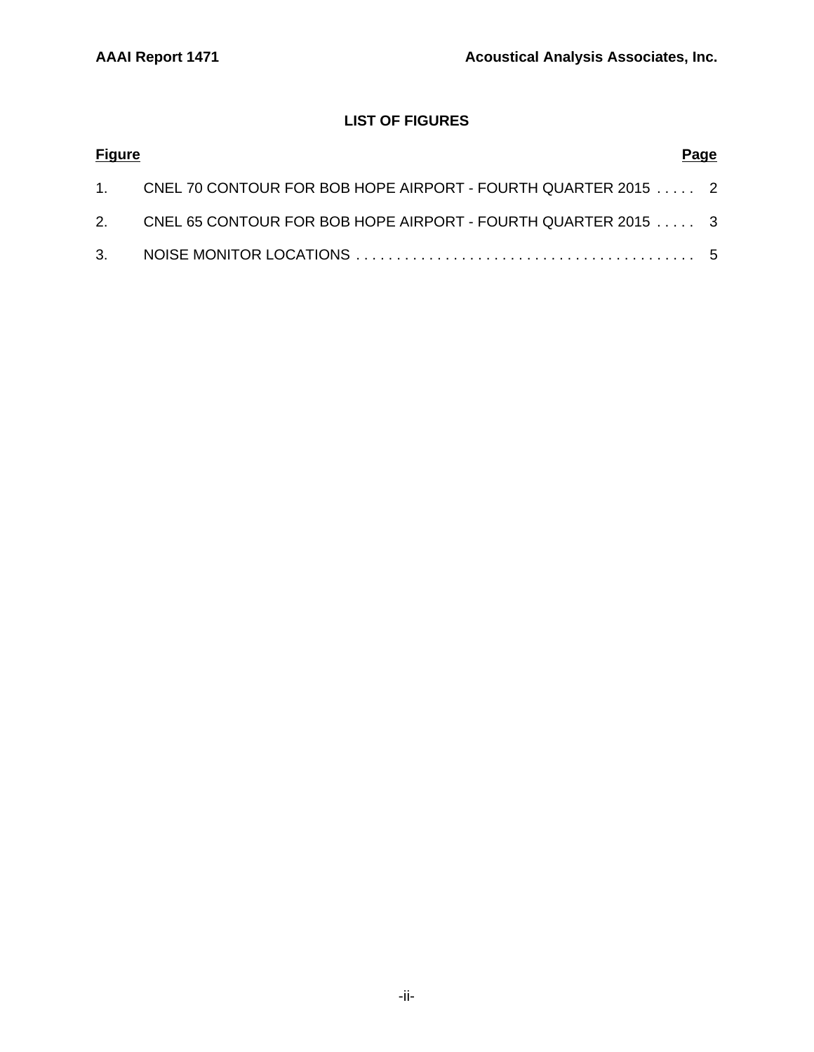## LIST OF FIGURES

| Figure | | Page |
|---|---|---|
| 1. | CNEL 70 CONTOUR FOR BOB HOPE AIRPORT - FOURTH QUARTER 2015 | 2 |
| 2. | CNEL 65 CONTOUR FOR BOB HOPE AIRPORT - FOURTH QUARTER 2015 | 3 |
| 3. | NOISE MONITOR LOCATIONS | 5 |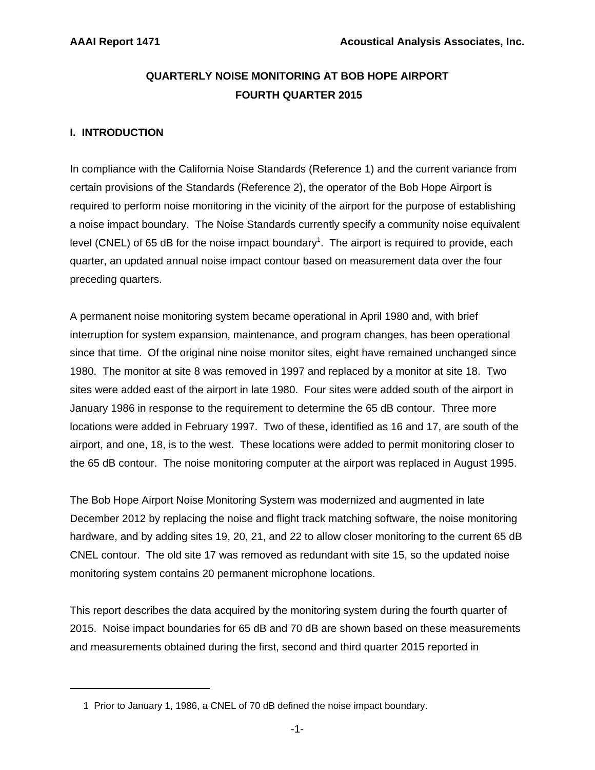# QUARTERLY NOISE MONITORING AT BOB HOPE AIRPORT
# FOURTH QUARTER 2015

## I. INTRODUCTION

In compliance with the California Noise Standards (Reference 1) and the current variance from certain provisions of the Standards (Reference 2), the operator of the Bob Hope Airport is required to perform noise monitoring in the vicinity of the airport for the purpose of establishing a noise impact boundary. The Noise Standards currently specify a community noise equivalent level (CNEL) of 65 dB for the noise impact boundary[1]. The airport is required to provide, each quarter, an updated annual noise impact contour based on measurement data over the four preceding quarters.

A permanent noise monitoring system became operational in April 1980 and, with brief interruption for system expansion, maintenance, and program changes, has been operational since that time. Of the original nine noise monitor sites, eight have remained unchanged since 1980. The monitor at site 8 was removed in 1997 and replaced by a monitor at site 18. Two sites were added east of the airport in late 1980. Four sites were added south of the airport in January 1986 in response to the requirement to determine the 65 dB contour. Three more locations were added in February 1997. Two of these, identified as 16 and 17, are south of the airport, and one, 18, is to the west. These locations were added to permit monitoring closer to the 65 dB contour. The noise monitoring computer at the airport was replaced in August 1995.

The Bob Hope Airport Noise Monitoring System was modernized and augmented in late December 2012 by replacing the noise and flight track matching software, the noise monitoring hardware, and by adding sites 19, 20, 21, and 22 to allow closer monitoring to the current 65 dB CNEL contour. The old site 17 was removed as redundant with site 15, so the updated noise monitoring system contains 20 permanent microphone locations.

This report describes the data acquired by the monitoring system during the fourth quarter of 2015. Noise impact boundaries for 65 dB and 70 dB are shown based on these measurements and measurements obtained during the first, second and third quarter 2015 reported in

---

1 Prior to January 1, 1986, a CNEL of 70 dB defined the noise impact boundary.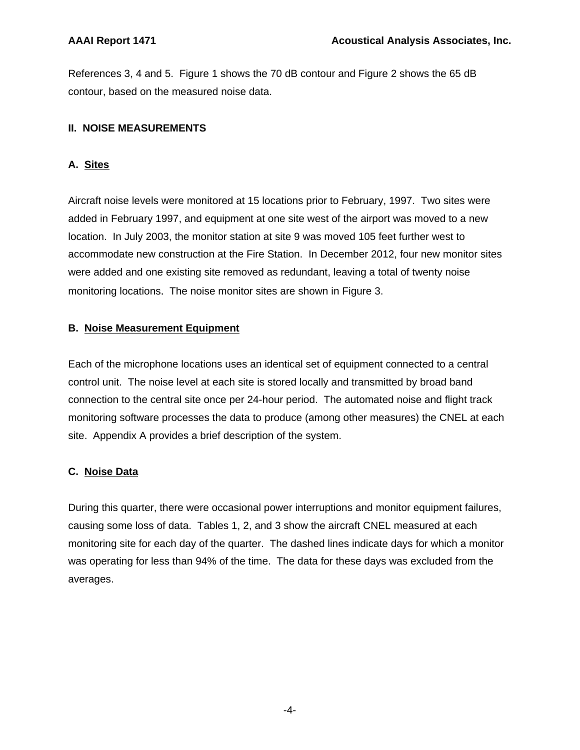References 3, 4 and 5. Figure 1 shows the 70 dB contour and Figure 2 shows the 65 dB contour, based on the measured noise data.

## II. NOISE MEASUREMENTS

### A. Sites

Aircraft noise levels were monitored at 15 locations prior to February, 1997. Two sites were added in February 1997, and equipment at one site west of the airport was moved to a new location. In July 2003, the monitor station at site 9 was moved 105 feet further west to accommodate new construction at the Fire Station. In December 2012, four new monitor sites were added and one existing site removed as redundant, leaving a total of twenty noise monitoring locations. The noise monitor sites are shown in Figure 3.

### B. Noise Measurement Equipment

Each of the microphone locations uses an identical set of equipment connected to a central control unit. The noise level at each site is stored locally and transmitted by broad band connection to the central site once per 24-hour period. The automated noise and flight track monitoring software processes the data to produce (among other measures) the CNEL at each site. Appendix A provides a brief description of the system.

### C. Noise Data

During this quarter, there were occasional power interruptions and monitor equipment failures, causing some loss of data. Tables 1, 2, and 3 show the aircraft CNEL measured at each monitoring site for each day of the quarter. The dashed lines indicate days for which a monitor was operating for less than 94% of the time. The data for these days was excluded from the averages.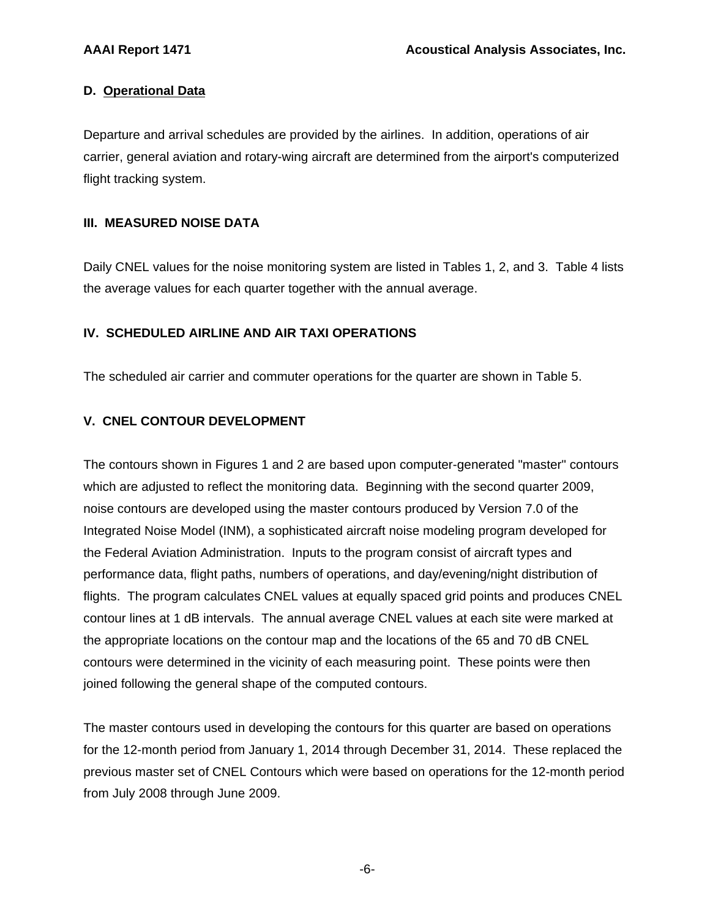### D. Operational Data

Departure and arrival schedules are provided by the airlines. In addition, operations of air carrier, general aviation and rotary-wing aircraft are determined from the airport's computerized flight tracking system.

## III. MEASURED NOISE DATA

Daily CNEL values for the noise monitoring system are listed in Tables 1, 2, and 3. Table 4 lists the average values for each quarter together with the annual average.

## IV. SCHEDULED AIRLINE AND AIR TAXI OPERATIONS

The scheduled air carrier and commuter operations for the quarter are shown in Table 5.

## V. CNEL CONTOUR DEVELOPMENT

The contours shown in Figures 1 and 2 are based upon computer-generated "master" contours which are adjusted to reflect the monitoring data. Beginning with the second quarter 2009, noise contours are developed using the master contours produced by Version 7.0 of the Integrated Noise Model (INM), a sophisticated aircraft noise modeling program developed for the Federal Aviation Administration. Inputs to the program consist of aircraft types and performance data, flight paths, numbers of operations, and day/evening/night distribution of flights. The program calculates CNEL values at equally spaced grid points and produces CNEL contour lines at 1 dB intervals. The annual average CNEL values at each site were marked at the appropriate locations on the contour map and the locations of the 65 and 70 dB CNEL contours were determined in the vicinity of each measuring point. These points were then joined following the general shape of the computed contours.

The master contours used in developing the contours for this quarter are based on operations for the 12-month period from January 1, 2014 through December 31, 2014. These replaced the previous master set of CNEL Contours which were based on operations for the 12-month period from July 2008 through June 2009.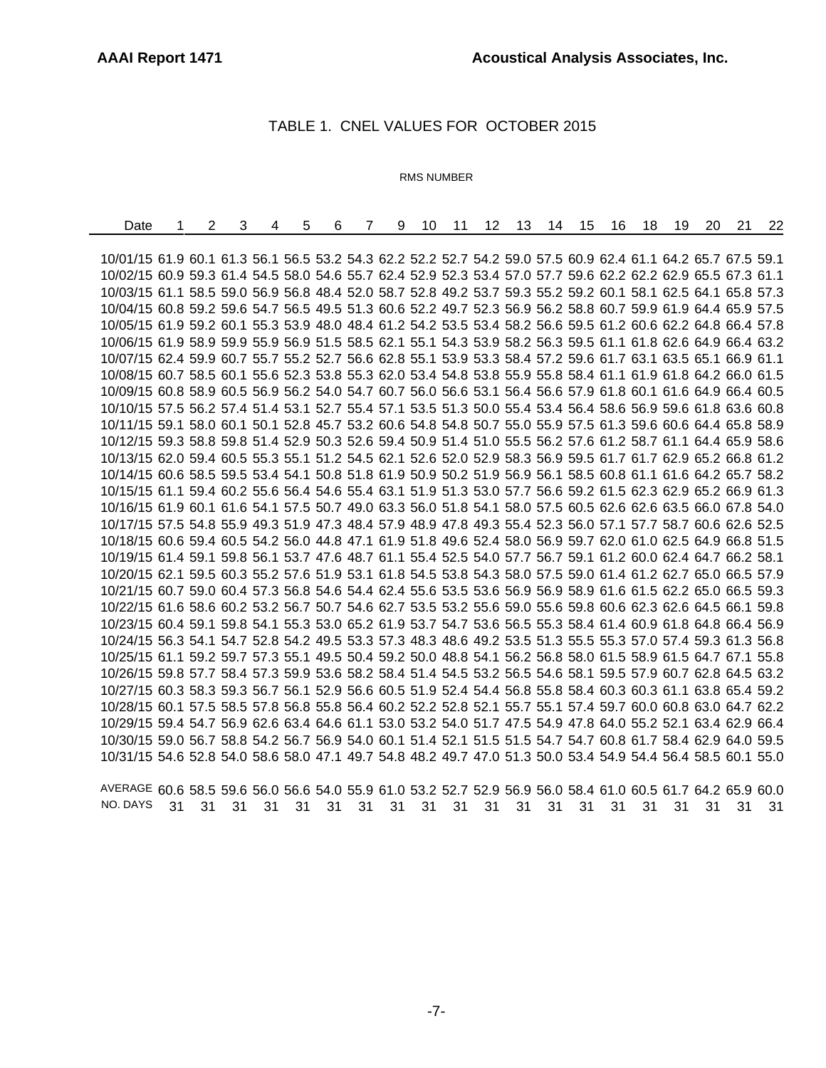## TABLE 1. CNEL VALUES FOR OCTOBER 2015

RMS NUMBER

| Date | 1 | 2 | 3 | 4 | 5 | 6 | 7 | 9 | 10 | 11 | 12 | 13 | 14 | 15 | 16 | 18 | 19 | 20 | 21 | 22 |
|---|---|---|---|---|---|---|---|---|---|---|---|---|---|---|---|---|---|---|---|---|
| 10/01/15 | 61.9 | 60.1 | 61.3 | 56.1 | 56.5 | 53.2 | 54.3 | 62.2 | 52.2 | 52.7 | 54.2 | 59.0 | 57.5 | 60.9 | 62.4 | 61.1 | 64.2 | 65.7 | 67.5 | 59.1 |
| 10/02/15 | 60.9 | 59.3 | 61.4 | 54.5 | 58.0 | 54.6 | 55.7 | 62.4 | 52.9 | 52.3 | 53.4 | 57.0 | 57.7 | 59.6 | 62.2 | 62.2 | 62.9 | 65.5 | 67.3 | 61.1 |
| 10/03/15 | 61.1 | 58.5 | 59.0 | 56.9 | 56.8 | 48.4 | 52.0 | 58.7 | 52.8 | 49.2 | 53.7 | 59.3 | 55.2 | 59.2 | 60.1 | 58.1 | 62.5 | 64.1 | 65.8 | 57.3 |
| 10/04/15 | 60.8 | 59.2 | 59.6 | 54.7 | 56.5 | 49.5 | 51.3 | 60.6 | 52.2 | 49.7 | 52.3 | 56.9 | 56.2 | 58.8 | 60.7 | 59.9 | 61.9 | 64.4 | 65.9 | 57.5 |
| 10/05/15 | 61.9 | 59.2 | 60.1 | 55.3 | 53.9 | 48.0 | 48.4 | 61.2 | 54.2 | 53.5 | 53.4 | 58.2 | 56.6 | 59.5 | 61.2 | 60.6 | 62.2 | 64.8 | 66.4 | 57.8 |
| 10/06/15 | 61.9 | 58.9 | 59.9 | 55.9 | 56.9 | 51.5 | 58.5 | 62.1 | 55.1 | 54.3 | 53.9 | 58.2 | 56.3 | 59.5 | 61.1 | 61.8 | 62.6 | 64.9 | 66.4 | 63.2 |
| 10/07/15 | 62.4 | 59.9 | 60.7 | 55.7 | 55.2 | 52.7 | 56.6 | 62.8 | 55.1 | 53.9 | 53.3 | 58.4 | 57.2 | 59.6 | 61.7 | 63.1 | 63.5 | 65.1 | 66.9 | 61.1 |
| 10/08/15 | 60.7 | 58.5 | 60.1 | 55.6 | 52.3 | 53.8 | 55.3 | 62.0 | 53.4 | 54.8 | 53.8 | 55.9 | 55.8 | 58.4 | 61.1 | 61.9 | 61.8 | 64.2 | 66.0 | 61.5 |
| 10/09/15 | 60.8 | 58.9 | 60.5 | 56.9 | 56.2 | 54.0 | 54.7 | 60.7 | 56.0 | 56.6 | 53.1 | 56.4 | 56.6 | 57.9 | 61.8 | 60.1 | 61.6 | 64.9 | 66.4 | 60.5 |
| 10/10/15 | 57.5 | 56.2 | 57.4 | 51.4 | 53.1 | 52.7 | 55.4 | 57.1 | 53.5 | 51.3 | 50.0 | 55.4 | 53.4 | 56.4 | 58.6 | 56.9 | 59.6 | 61.8 | 63.6 | 60.8 |
| 10/11/15 | 59.1 | 58.0 | 60.1 | 50.1 | 52.8 | 45.7 | 53.2 | 60.6 | 54.8 | 54.8 | 50.7 | 55.0 | 55.9 | 57.5 | 61.3 | 59.6 | 60.6 | 64.4 | 65.8 | 58.9 |
| 10/12/15 | 59.3 | 58.8 | 59.8 | 51.4 | 52.9 | 50.3 | 52.6 | 59.4 | 50.9 | 51.4 | 51.0 | 55.5 | 56.2 | 57.6 | 61.2 | 58.7 | 61.1 | 64.4 | 65.9 | 58.6 |
| 10/13/15 | 62.0 | 59.4 | 60.5 | 55.3 | 55.1 | 51.2 | 54.5 | 62.1 | 52.6 | 52.0 | 52.9 | 58.3 | 56.9 | 59.5 | 61.7 | 61.7 | 62.9 | 65.2 | 66.8 | 61.2 |
| 10/14/15 | 60.6 | 58.5 | 59.5 | 53.4 | 54.1 | 50.8 | 51.8 | 61.9 | 50.9 | 50.2 | 51.9 | 56.9 | 56.1 | 58.5 | 60.8 | 61.1 | 61.6 | 64.2 | 65.7 | 58.2 |
| 10/15/15 | 61.1 | 59.4 | 60.2 | 55.6 | 56.4 | 54.6 | 55.4 | 63.1 | 51.9 | 51.3 | 53.0 | 57.7 | 56.6 | 59.2 | 61.5 | 62.3 | 62.9 | 65.2 | 66.9 | 61.3 |
| 10/16/15 | 61.9 | 60.1 | 61.6 | 54.1 | 57.5 | 50.7 | 49.0 | 63.3 | 56.0 | 51.8 | 54.1 | 58.0 | 57.5 | 60.5 | 62.6 | 62.6 | 63.5 | 66.0 | 67.8 | 54.0 |
| 10/17/15 | 57.5 | 54.8 | 55.9 | 49.3 | 51.9 | 47.3 | 48.4 | 57.9 | 48.9 | 47.8 | 49.3 | 55.4 | 52.3 | 56.0 | 57.1 | 57.7 | 58.7 | 60.6 | 62.6 | 52.5 |
| 10/18/15 | 60.6 | 59.4 | 60.5 | 54.2 | 56.0 | 44.8 | 47.1 | 61.9 | 51.8 | 49.6 | 52.4 | 58.0 | 56.9 | 59.7 | 62.0 | 61.0 | 62.5 | 64.9 | 66.8 | 51.5 |
| 10/19/15 | 61.4 | 59.1 | 59.8 | 56.1 | 53.7 | 47.6 | 48.7 | 61.1 | 55.4 | 52.5 | 54.0 | 57.7 | 56.7 | 59.1 | 61.2 | 60.0 | 62.4 | 64.7 | 66.2 | 58.1 |
| 10/20/15 | 62.1 | 59.5 | 60.3 | 55.2 | 57.6 | 51.9 | 53.1 | 61.8 | 54.5 | 53.8 | 54.3 | 58.0 | 57.5 | 59.0 | 61.4 | 61.2 | 62.7 | 65.0 | 66.5 | 57.9 |
| 10/21/15 | 60.7 | 59.0 | 60.4 | 57.3 | 56.8 | 54.6 | 54.4 | 62.4 | 55.6 | 53.5 | 53.6 | 56.9 | 56.9 | 58.9 | 61.6 | 61.5 | 62.2 | 65.0 | 66.5 | 59.3 |
| 10/22/15 | 61.6 | 58.6 | 60.2 | 53.2 | 56.7 | 50.7 | 54.6 | 62.7 | 53.5 | 53.2 | 55.6 | 59.0 | 55.6 | 59.8 | 60.6 | 62.3 | 62.6 | 64.5 | 66.1 | 59.8 |
| 10/23/15 | 60.4 | 59.1 | 59.8 | 54.1 | 55.3 | 53.0 | 65.2 | 61.9 | 53.7 | 54.7 | 53.6 | 56.5 | 55.3 | 58.4 | 61.4 | 60.9 | 61.8 | 64.8 | 66.4 | 56.9 |
| 10/24/15 | 56.3 | 54.1 | 54.7 | 52.8 | 54.2 | 49.5 | 53.3 | 57.3 | 48.3 | 48.6 | 49.2 | 53.5 | 51.3 | 55.5 | 55.3 | 57.0 | 57.4 | 59.3 | 61.3 | 56.8 |
| 10/25/15 | 61.1 | 59.2 | 59.7 | 57.3 | 55.1 | 49.5 | 50.4 | 59.2 | 50.0 | 48.8 | 54.1 | 56.2 | 56.8 | 58.0 | 61.5 | 58.9 | 61.5 | 64.7 | 67.1 | 55.8 |
| 10/26/15 | 59.8 | 57.7 | 58.4 | 57.3 | 59.9 | 53.6 | 58.2 | 58.4 | 51.4 | 54.5 | 53.2 | 56.5 | 54.6 | 58.1 | 59.5 | 57.9 | 60.7 | 62.8 | 64.5 | 63.2 |
| 10/27/15 | 60.3 | 58.3 | 59.3 | 56.7 | 56.1 | 52.9 | 56.6 | 60.5 | 51.9 | 52.4 | 54.4 | 56.8 | 55.8 | 58.4 | 60.3 | 60.3 | 61.1 | 63.8 | 65.4 | 59.2 |
| 10/28/15 | 60.1 | 57.5 | 58.5 | 57.8 | 56.8 | 55.8 | 56.4 | 60.2 | 52.2 | 52.8 | 52.1 | 55.7 | 55.1 | 57.4 | 59.7 | 60.0 | 60.8 | 63.0 | 64.7 | 62.2 |
| 10/29/15 | 59.4 | 54.7 | 56.9 | 62.6 | 63.4 | 64.6 | 61.1 | 53.0 | 53.2 | 54.0 | 51.7 | 47.5 | 54.9 | 47.8 | 64.0 | 55.2 | 52.1 | 63.4 | 62.9 | 66.4 |
| 10/30/15 | 59.0 | 56.7 | 58.8 | 54.2 | 56.7 | 56.9 | 54.0 | 60.1 | 51.4 | 52.1 | 51.5 | 51.5 | 54.7 | 54.7 | 60.8 | 61.7 | 58.4 | 62.9 | 64.0 | 59.5 |
| 10/31/15 | 54.6 | 52.8 | 54.0 | 58.6 | 58.0 | 47.1 | 49.7 | 54.8 | 48.2 | 49.7 | 47.0 | 51.3 | 50.0 | 53.4 | 54.9 | 54.4 | 56.4 | 58.5 | 60.1 | 55.0 |
| AVERAGE | 60.6 | 58.5 | 59.6 | 56.0 | 56.6 | 54.0 | 55.9 | 61.0 | 53.2 | 52.7 | 52.9 | 56.9 | 56.0 | 58.4 | 61.0 | 60.5 | 61.7 | 64.2 | 65.9 | 60.0 |
| NO. DAYS | 31 | 31 | 31 | 31 | 31 | 31 | 31 | 31 | 31 | 31 | 31 | 31 | 31 | 31 | 31 | 31 | 31 | 31 | 31 | 31 |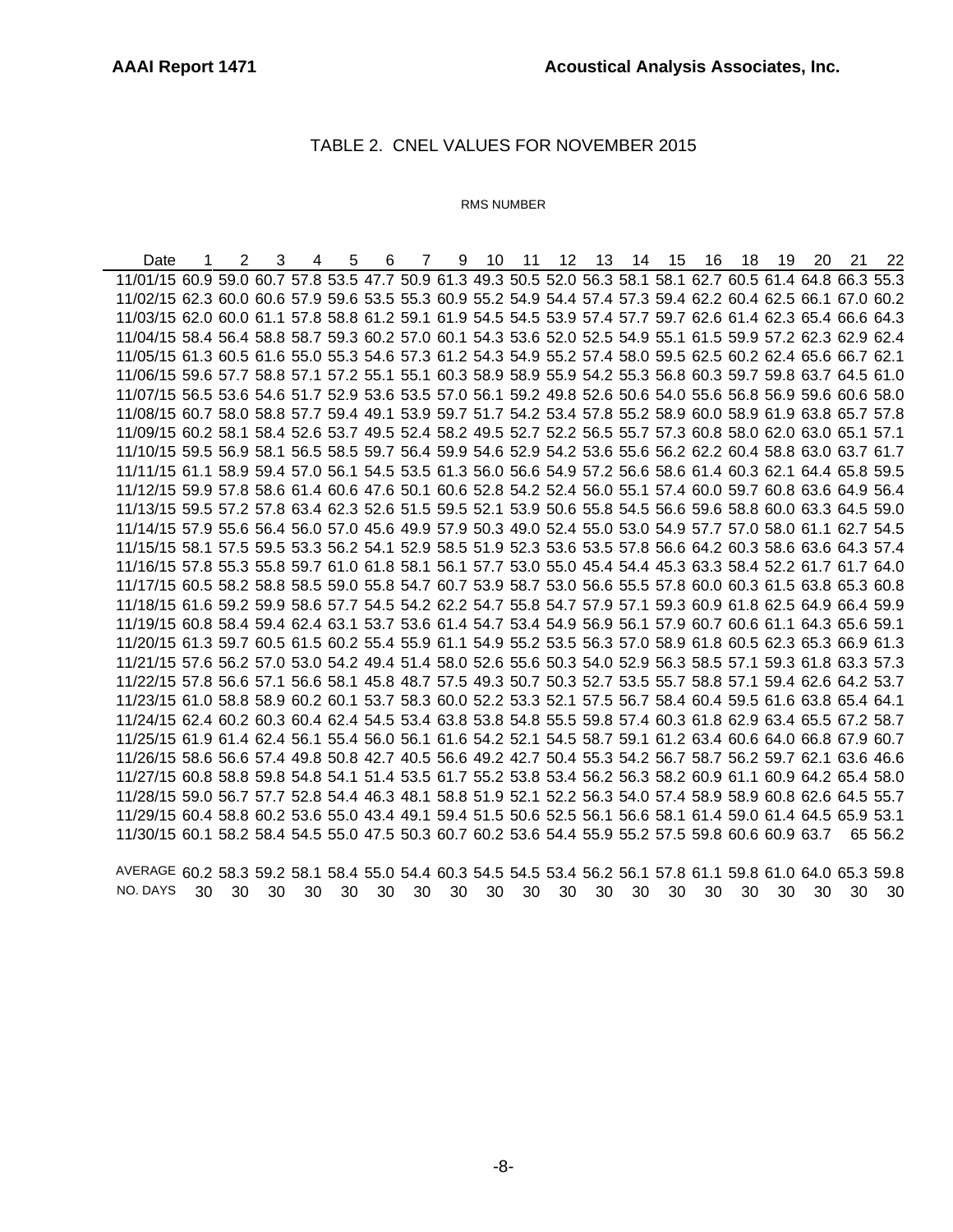## TABLE 2. CNEL VALUES FOR NOVEMBER 2015

RMS NUMBER

| Date | 1 | 2 | 3 | 4 | 5 | 6 | 7 | 9 | 10 | 11 | 12 | 13 | 14 | 15 | 16 | 18 | 19 | 20 | 21 | 22 |
|---|---|---|---|---|---|---|---|---|---|---|---|---|---|---|---|---|---|---|---|---|
| 11/01/15 | 60.9 | 59.0 | 60.7 | 57.8 | 53.5 | 47.7 | 50.9 | 61.3 | 49.3 | 50.5 | 52.0 | 56.3 | 58.1 | 58.1 | 62.7 | 60.5 | 61.4 | 64.8 | 66.3 | 55.3 |
| 11/02/15 | 62.3 | 60.0 | 60.6 | 57.9 | 59.6 | 53.5 | 55.3 | 60.9 | 55.2 | 54.9 | 54.4 | 57.4 | 57.3 | 59.4 | 62.2 | 60.4 | 62.5 | 66.1 | 67.0 | 60.2 |
| 11/03/15 | 62.0 | 60.0 | 61.1 | 57.8 | 58.8 | 61.2 | 59.1 | 61.9 | 54.5 | 54.5 | 53.9 | 57.4 | 57.7 | 59.7 | 62.6 | 61.4 | 62.3 | 65.4 | 66.6 | 64.3 |
| 11/04/15 | 58.4 | 56.4 | 58.8 | 58.7 | 59.3 | 60.2 | 57.0 | 60.1 | 54.3 | 53.6 | 52.0 | 52.5 | 54.9 | 55.1 | 61.5 | 59.9 | 57.2 | 62.3 | 62.9 | 62.4 |
| 11/05/15 | 61.3 | 60.5 | 61.6 | 55.0 | 55.3 | 54.6 | 57.3 | 61.2 | 54.3 | 54.9 | 55.2 | 57.4 | 58.0 | 59.5 | 62.5 | 60.2 | 62.4 | 65.6 | 66.7 | 62.1 |
| 11/06/15 | 59.6 | 57.7 | 58.8 | 57.1 | 57.2 | 55.1 | 55.1 | 60.3 | 58.9 | 58.9 | 55.9 | 54.2 | 55.3 | 56.8 | 60.3 | 59.7 | 59.8 | 63.7 | 64.5 | 61.0 |
| 11/07/15 | 56.5 | 53.6 | 54.6 | 51.7 | 52.9 | 53.6 | 53.5 | 57.0 | 56.1 | 59.2 | 49.8 | 52.6 | 50.6 | 54.0 | 55.6 | 56.8 | 56.9 | 59.6 | 60.6 | 58.0 |
| 11/08/15 | 60.7 | 58.0 | 58.8 | 57.7 | 59.4 | 49.1 | 53.9 | 59.7 | 51.7 | 54.2 | 53.4 | 57.8 | 55.2 | 58.9 | 60.0 | 58.9 | 61.9 | 63.8 | 65.7 | 57.8 |
| 11/09/15 | 60.2 | 58.1 | 58.4 | 52.6 | 53.7 | 49.5 | 52.4 | 58.2 | 49.5 | 52.7 | 52.2 | 56.5 | 55.7 | 57.3 | 60.8 | 58.0 | 62.0 | 63.0 | 65.1 | 57.1 |
| 11/10/15 | 59.5 | 56.9 | 58.1 | 56.5 | 58.5 | 59.7 | 56.4 | 59.9 | 54.6 | 52.9 | 54.2 | 53.6 | 55.6 | 56.2 | 62.2 | 60.4 | 58.8 | 63.0 | 63.7 | 61.7 |
| 11/11/15 | 61.1 | 58.9 | 59.4 | 57.0 | 56.1 | 54.5 | 53.5 | 61.3 | 56.0 | 56.6 | 54.9 | 57.2 | 56.6 | 58.6 | 61.4 | 60.3 | 62.1 | 64.4 | 65.8 | 59.5 |
| 11/12/15 | 59.9 | 57.8 | 58.6 | 61.4 | 60.6 | 47.6 | 50.1 | 60.6 | 52.8 | 54.2 | 52.4 | 56.0 | 55.1 | 57.4 | 60.0 | 59.7 | 60.8 | 63.6 | 64.9 | 56.4 |
| 11/13/15 | 59.5 | 57.2 | 57.8 | 63.4 | 62.3 | 52.6 | 51.5 | 59.5 | 52.1 | 53.9 | 50.6 | 55.8 | 54.5 | 56.6 | 59.6 | 58.8 | 60.0 | 63.3 | 64.5 | 59.0 |
| 11/14/15 | 57.9 | 55.6 | 56.4 | 56.0 | 57.0 | 45.6 | 49.9 | 57.9 | 50.3 | 49.0 | 52.4 | 55.0 | 53.0 | 54.9 | 57.7 | 57.0 | 58.0 | 61.1 | 62.7 | 54.5 |
| 11/15/15 | 58.1 | 57.5 | 59.5 | 53.3 | 56.2 | 54.1 | 52.9 | 58.5 | 51.9 | 52.3 | 53.6 | 53.5 | 57.8 | 56.6 | 64.2 | 60.3 | 58.6 | 63.6 | 64.3 | 57.4 |
| 11/16/15 | 57.8 | 55.3 | 55.8 | 59.7 | 61.0 | 61.8 | 58.1 | 56.1 | 57.7 | 53.0 | 55.0 | 45.4 | 54.4 | 45.3 | 63.3 | 58.4 | 52.2 | 61.7 | 61.7 | 64.0 |
| 11/17/15 | 60.5 | 58.2 | 58.8 | 58.5 | 59.0 | 55.8 | 54.7 | 60.7 | 53.9 | 58.7 | 53.0 | 56.6 | 55.5 | 57.8 | 60.0 | 60.3 | 61.5 | 63.8 | 65.3 | 60.8 |
| 11/18/15 | 61.6 | 59.2 | 59.9 | 58.6 | 57.7 | 54.5 | 54.2 | 62.2 | 54.7 | 55.8 | 54.7 | 57.9 | 57.1 | 59.3 | 60.9 | 61.8 | 62.5 | 64.9 | 66.4 | 59.9 |
| 11/19/15 | 60.8 | 58.4 | 59.4 | 62.4 | 63.1 | 53.7 | 53.6 | 61.4 | 54.7 | 53.4 | 54.9 | 56.9 | 56.1 | 57.9 | 60.7 | 60.6 | 61.1 | 64.3 | 65.6 | 59.1 |
| 11/20/15 | 61.3 | 59.7 | 60.5 | 61.5 | 60.2 | 55.4 | 55.9 | 61.1 | 54.9 | 55.2 | 53.5 | 56.3 | 57.0 | 58.9 | 61.8 | 60.5 | 62.3 | 65.3 | 66.9 | 61.3 |
| 11/21/15 | 57.6 | 56.2 | 57.0 | 53.0 | 54.2 | 49.4 | 51.4 | 58.0 | 52.6 | 55.6 | 50.3 | 54.0 | 52.9 | 56.3 | 58.5 | 57.1 | 59.3 | 61.8 | 63.3 | 57.3 |
| 11/22/15 | 57.8 | 56.6 | 57.1 | 56.6 | 58.1 | 45.8 | 48.7 | 57.5 | 49.3 | 50.7 | 50.3 | 52.7 | 53.5 | 55.7 | 58.8 | 57.1 | 59.4 | 62.6 | 64.2 | 53.7 |
| 11/23/15 | 61.0 | 58.8 | 58.9 | 60.2 | 60.1 | 53.7 | 58.3 | 60.0 | 52.2 | 53.3 | 52.1 | 57.5 | 56.7 | 58.4 | 60.4 | 59.5 | 61.6 | 63.8 | 65.4 | 64.1 |
| 11/24/15 | 62.4 | 60.2 | 60.3 | 60.4 | 62.4 | 54.5 | 53.4 | 63.8 | 53.8 | 54.8 | 55.5 | 59.8 | 57.4 | 60.3 | 61.8 | 62.9 | 63.4 | 65.5 | 67.2 | 58.7 |
| 11/25/15 | 61.9 | 61.4 | 62.4 | 56.1 | 55.4 | 56.0 | 56.1 | 61.6 | 54.2 | 52.1 | 54.5 | 58.7 | 59.1 | 61.2 | 63.4 | 60.6 | 64.0 | 66.8 | 67.9 | 60.7 |
| 11/26/15 | 58.6 | 56.6 | 57.4 | 49.8 | 50.8 | 42.7 | 40.5 | 56.6 | 49.2 | 42.7 | 50.4 | 55.3 | 54.2 | 56.7 | 58.7 | 56.2 | 59.7 | 62.1 | 63.6 | 46.6 |
| 11/27/15 | 60.8 | 58.8 | 59.8 | 54.8 | 54.1 | 51.4 | 53.5 | 61.7 | 55.2 | 53.8 | 53.4 | 56.2 | 56.3 | 58.2 | 60.9 | 61.1 | 60.9 | 64.2 | 65.4 | 58.0 |
| 11/28/15 | 59.0 | 56.7 | 57.7 | 52.8 | 54.4 | 46.3 | 48.1 | 58.8 | 51.9 | 52.1 | 52.2 | 56.3 | 54.0 | 57.4 | 58.9 | 58.9 | 60.8 | 62.6 | 64.5 | 55.7 |
| 11/29/15 | 60.4 | 58.8 | 60.2 | 53.6 | 55.0 | 43.4 | 49.1 | 59.4 | 51.5 | 50.6 | 52.5 | 56.1 | 56.6 | 58.1 | 61.4 | 59.0 | 61.4 | 64.5 | 65.9 | 53.1 |
| 11/30/15 | 60.1 | 58.2 | 58.4 | 54.5 | 55.0 | 47.5 | 50.3 | 60.7 | 60.2 | 53.6 | 54.4 | 55.9 | 55.2 | 57.5 | 59.8 | 60.6 | 60.9 | 63.7 | 65 | 56.2 |
| AVERAGE | 60.2 | 58.3 | 59.2 | 58.1 | 58.4 | 55.0 | 54.4 | 60.3 | 54.5 | 54.5 | 53.4 | 56.2 | 56.1 | 57.8 | 61.1 | 59.8 | 61.0 | 64.0 | 65.3 | 59.8 |
| NO. DAYS | 30 | 30 | 30 | 30 | 30 | 30 | 30 | 30 | 30 | 30 | 30 | 30 | 30 | 30 | 30 | 30 | 30 | 30 | 30 | 30 |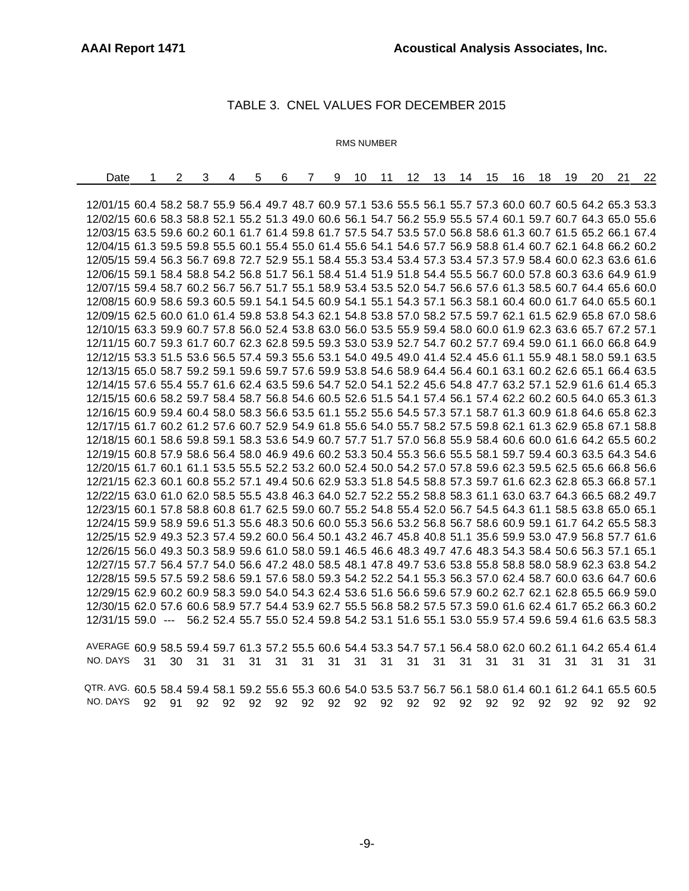## TABLE 3. CNEL VALUES FOR DECEMBER 2015

RMS NUMBER

| Date | 1 | 2 | 3 | 4 | 5 | 6 | 7 | 9 | 10 | 11 | 12 | 13 | 14 | 15 | 16 | 18 | 19 | 20 | 21 | 22 |
|---|---|---|---|---|---|---|---|---|---|---|---|---|---|---|---|---|---|---|---|---|
| 12/01/15 | 60.4 | 58.2 | 58.7 | 55.9 | 56.4 | 49.7 | 48.7 | 60.9 | 57.1 | 53.6 | 55.5 | 56.1 | 55.7 | 57.3 | 60.0 | 60.7 | 60.5 | 64.2 | 65.3 | 53.3 |
| 12/02/15 | 60.6 | 58.3 | 58.8 | 52.1 | 55.2 | 51.3 | 49.0 | 60.6 | 56.1 | 54.7 | 56.2 | 55.9 | 55.5 | 57.4 | 60.1 | 59.7 | 60.7 | 64.3 | 65.0 | 55.6 |
| 12/03/15 | 63.5 | 59.6 | 60.2 | 60.1 | 61.7 | 61.4 | 59.8 | 61.7 | 57.5 | 54.7 | 53.5 | 57.0 | 56.8 | 58.6 | 61.3 | 60.7 | 61.5 | 65.2 | 66.1 | 67.4 |
| 12/04/15 | 61.3 | 59.5 | 59.8 | 55.5 | 60.1 | 55.4 | 55.0 | 61.4 | 55.6 | 54.1 | 54.6 | 57.7 | 56.9 | 58.8 | 61.4 | 60.7 | 62.1 | 64.8 | 66.2 | 60.2 |
| 12/05/15 | 59.4 | 56.3 | 56.7 | 69.8 | 72.7 | 52.9 | 55.1 | 58.4 | 55.3 | 53.4 | 53.4 | 57.3 | 53.4 | 57.3 | 57.9 | 58.4 | 60.0 | 62.3 | 63.6 | 61.6 |
| 12/06/15 | 59.1 | 58.4 | 58.8 | 54.2 | 56.8 | 51.7 | 56.1 | 58.4 | 51.4 | 51.9 | 51.8 | 54.4 | 55.5 | 56.7 | 60.0 | 57.8 | 60.3 | 63.6 | 64.9 | 61.9 |
| 12/07/15 | 59.4 | 58.7 | 60.2 | 56.7 | 56.7 | 51.7 | 55.1 | 58.9 | 53.4 | 53.5 | 52.0 | 54.7 | 56.6 | 57.6 | 61.3 | 58.5 | 60.7 | 64.4 | 65.6 | 60.0 |
| 12/08/15 | 60.9 | 58.6 | 59.3 | 60.5 | 59.1 | 54.1 | 54.5 | 60.9 | 54.1 | 55.1 | 54.3 | 57.1 | 56.3 | 58.1 | 60.4 | 60.0 | 61.7 | 64.0 | 65.5 | 60.1 |
| 12/09/15 | 62.5 | 60.0 | 61.0 | 61.4 | 59.8 | 53.8 | 54.3 | 62.1 | 54.8 | 53.8 | 57.0 | 58.2 | 57.5 | 59.7 | 62.1 | 61.5 | 62.9 | 65.8 | 67.0 | 58.6 |
| 12/10/15 | 63.3 | 59.9 | 60.7 | 57.8 | 56.0 | 52.4 | 53.8 | 63.0 | 56.0 | 53.5 | 55.9 | 59.4 | 58.0 | 60.0 | 61.9 | 62.3 | 63.6 | 65.7 | 67.2 | 57.1 |
| 12/11/15 | 60.7 | 59.3 | 61.7 | 60.7 | 62.3 | 62.8 | 59.5 | 59.3 | 53.0 | 53.9 | 52.7 | 54.7 | 60.2 | 57.7 | 69.4 | 59.0 | 61.1 | 66.0 | 66.8 | 64.9 |
| 12/12/15 | 53.3 | 51.5 | 53.6 | 56.5 | 57.4 | 59.3 | 55.6 | 53.1 | 54.0 | 49.5 | 49.0 | 41.4 | 52.4 | 45.6 | 61.1 | 55.9 | 48.1 | 58.0 | 59.1 | 63.5 |
| 12/13/15 | 65.0 | 58.7 | 59.2 | 59.1 | 59.6 | 59.7 | 57.6 | 59.9 | 53.8 | 54.6 | 58.9 | 64.4 | 56.4 | 60.1 | 63.1 | 60.2 | 62.6 | 65.1 | 66.4 | 63.5 |
| 12/14/15 | 57.6 | 55.4 | 55.7 | 61.6 | 62.4 | 63.5 | 59.6 | 54.7 | 52.0 | 54.1 | 52.2 | 45.6 | 54.8 | 47.7 | 63.2 | 57.1 | 52.9 | 61.6 | 61.4 | 65.3 |
| 12/15/15 | 60.6 | 58.2 | 59.7 | 58.4 | 58.7 | 56.8 | 54.6 | 60.5 | 52.6 | 51.5 | 54.1 | 57.4 | 56.1 | 57.4 | 62.2 | 60.2 | 60.5 | 64.0 | 65.3 | 61.3 |
| 12/16/15 | 60.9 | 59.4 | 60.4 | 58.0 | 58.3 | 56.6 | 53.5 | 61.1 | 55.2 | 55.6 | 54.5 | 57.3 | 57.1 | 58.7 | 61.3 | 60.9 | 61.8 | 64.6 | 65.8 | 62.3 |
| 12/17/15 | 61.7 | 60.2 | 61.2 | 57.6 | 60.7 | 52.9 | 54.9 | 61.8 | 55.6 | 54.0 | 55.7 | 58.2 | 57.5 | 59.8 | 62.1 | 61.3 | 62.9 | 65.8 | 67.1 | 58.8 |
| 12/18/15 | 60.1 | 58.6 | 59.8 | 59.1 | 58.3 | 53.6 | 54.9 | 60.7 | 57.7 | 51.7 | 57.0 | 56.8 | 55.9 | 58.4 | 60.6 | 60.0 | 61.6 | 64.2 | 65.5 | 60.2 |
| 12/19/15 | 60.8 | 57.9 | 58.6 | 56.4 | 58.0 | 46.9 | 49.6 | 60.2 | 53.3 | 50.4 | 55.3 | 56.6 | 55.5 | 58.1 | 59.7 | 59.4 | 60.3 | 63.5 | 64.3 | 54.6 |
| 12/20/15 | 61.7 | 60.1 | 61.1 | 53.5 | 55.5 | 52.2 | 53.2 | 60.0 | 52.4 | 50.0 | 54.2 | 57.0 | 57.8 | 59.6 | 62.3 | 59.5 | 62.5 | 65.6 | 66.8 | 56.6 |
| 12/21/15 | 62.3 | 60.1 | 60.8 | 55.2 | 57.1 | 49.4 | 50.6 | 62.9 | 53.3 | 51.8 | 54.5 | 58.8 | 57.3 | 59.7 | 61.6 | 62.3 | 62.8 | 65.3 | 66.8 | 57.1 |
| 12/22/15 | 63.0 | 61.0 | 62.0 | 58.5 | 55.5 | 43.8 | 46.3 | 64.0 | 52.7 | 52.2 | 55.2 | 58.8 | 58.3 | 61.1 | 63.0 | 63.7 | 64.3 | 66.5 | 68.2 | 49.7 |
| 12/23/15 | 60.1 | 57.8 | 58.8 | 60.8 | 61.7 | 62.5 | 59.0 | 60.7 | 55.2 | 54.8 | 55.4 | 52.0 | 56.7 | 54.5 | 64.3 | 61.1 | 58.5 | 63.8 | 65.0 | 65.1 |
| 12/24/15 | 59.9 | 58.9 | 59.6 | 51.3 | 55.6 | 48.3 | 50.6 | 60.0 | 55.3 | 56.6 | 53.2 | 56.8 | 56.7 | 58.6 | 60.9 | 59.1 | 61.7 | 64.2 | 65.5 | 58.3 |
| 12/25/15 | 52.9 | 49.3 | 52.3 | 57.4 | 59.2 | 60.0 | 56.4 | 50.1 | 43.2 | 46.7 | 45.8 | 40.8 | 51.1 | 35.6 | 59.9 | 53.0 | 47.9 | 56.8 | 57.7 | 61.6 |
| 12/26/15 | 56.0 | 49.3 | 50.3 | 58.9 | 59.6 | 61.0 | 58.0 | 59.1 | 46.5 | 46.6 | 48.3 | 49.7 | 47.6 | 48.3 | 54.3 | 58.4 | 50.6 | 56.3 | 57.1 | 65.1 |
| 12/27/15 | 57.7 | 56.4 | 57.7 | 54.0 | 56.6 | 47.2 | 48.0 | 58.5 | 48.1 | 47.8 | 49.7 | 53.6 | 53.8 | 55.8 | 58.8 | 58.0 | 58.9 | 62.3 | 63.8 | 54.2 |
| 12/28/15 | 59.5 | 57.5 | 59.2 | 58.6 | 59.1 | 57.6 | 58.0 | 59.3 | 54.2 | 52.2 | 54.1 | 55.3 | 56.3 | 57.0 | 62.4 | 58.7 | 60.0 | 63.6 | 64.7 | 60.6 |
| 12/29/15 | 62.9 | 60.2 | 60.9 | 58.3 | 59.0 | 54.0 | 54.3 | 62.4 | 53.6 | 51.6 | 56.6 | 59.6 | 57.9 | 60.2 | 62.7 | 62.1 | 62.8 | 65.5 | 66.9 | 59.0 |
| 12/30/15 | 62.0 | 57.6 | 60.6 | 58.9 | 57.7 | 54.4 | 53.9 | 62.7 | 55.5 | 56.8 | 58.2 | 57.5 | 57.3 | 59.0 | 61.6 | 62.4 | 61.7 | 65.2 | 66.3 | 60.2 |
| 12/31/15 | 59.0 | --- | 56.2 | 52.4 | 55.7 | 55.0 | 52.4 | 59.8 | 54.2 | 53.1 | 51.6 | 55.1 | 53.0 | 55.9 | 57.4 | 59.6 | 59.4 | 61.6 | 63.5 | 58.3 |
| AVERAGE | 60.9 | 58.5 | 59.4 | 59.7 | 61.3 | 57.2 | 55.5 | 60.6 | 54.4 | 53.3 | 54.7 | 57.1 | 56.4 | 58.0 | 62.0 | 60.2 | 61.1 | 64.2 | 65.4 | 61.4 |
| NO. DAYS | 31 | 30 | 31 | 31 | 31 | 31 | 31 | 31 | 31 | 31 | 31 | 31 | 31 | 31 | 31 | 31 | 31 | 31 | 31 | 31 |
| QTR. AVG. | 60.5 | 58.4 | 59.4 | 58.1 | 59.2 | 55.6 | 55.3 | 60.6 | 54.0 | 53.5 | 53.7 | 56.7 | 56.1 | 58.0 | 61.4 | 60.1 | 61.2 | 64.1 | 65.5 | 60.5 |
| NO. DAYS | 92 | 91 | 92 | 92 | 92 | 92 | 92 | 92 | 92 | 92 | 92 | 92 | 92 | 92 | 92 | 92 | 92 | 92 | 92 | 92 |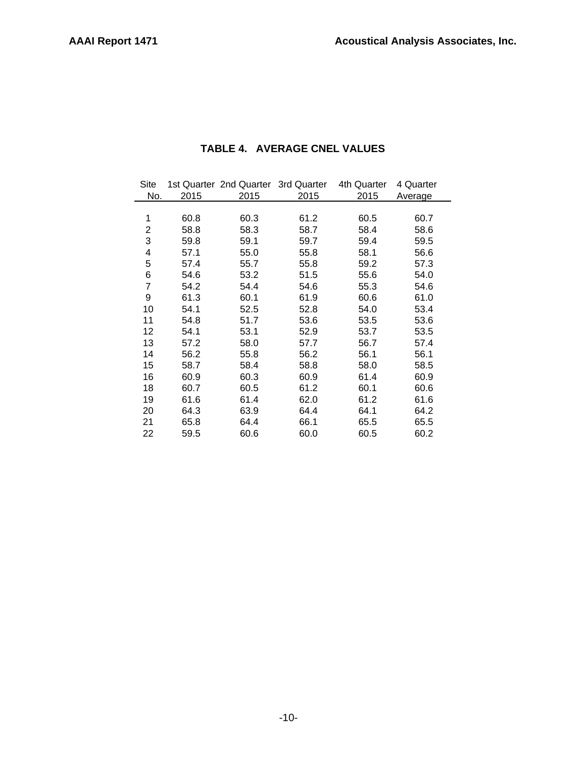## TABLE 4. AVERAGE CNEL VALUES

| Site No. | 1st Quarter 2015 | 2nd Quarter 2015 | 3rd Quarter 2015 | 4th Quarter 2015 | 4 Quarter Average |
|---|---|---|---|---|---|
| 1 | 60.8 | 60.3 | 61.2 | 60.5 | 60.7 |
| 2 | 58.8 | 58.3 | 58.7 | 58.4 | 58.6 |
| 3 | 59.8 | 59.1 | 59.7 | 59.4 | 59.5 |
| 4 | 57.1 | 55.0 | 55.8 | 58.1 | 56.6 |
| 5 | 57.4 | 55.7 | 55.8 | 59.2 | 57.3 |
| 6 | 54.6 | 53.2 | 51.5 | 55.6 | 54.0 |
| 7 | 54.2 | 54.4 | 54.6 | 55.3 | 54.6 |
| 9 | 61.3 | 60.1 | 61.9 | 60.6 | 61.0 |
| 10 | 54.1 | 52.5 | 52.8 | 54.0 | 53.4 |
| 11 | 54.8 | 51.7 | 53.6 | 53.5 | 53.6 |
| 12 | 54.1 | 53.1 | 52.9 | 53.7 | 53.5 |
| 13 | 57.2 | 58.0 | 57.7 | 56.7 | 57.4 |
| 14 | 56.2 | 55.8 | 56.2 | 56.1 | 56.1 |
| 15 | 58.7 | 58.4 | 58.8 | 58.0 | 58.5 |
| 16 | 60.9 | 60.3 | 60.9 | 61.4 | 60.9 |
| 18 | 60.7 | 60.5 | 61.2 | 60.1 | 60.6 |
| 19 | 61.6 | 61.4 | 62.0 | 61.2 | 61.6 |
| 20 | 64.3 | 63.9 | 64.4 | 64.1 | 64.2 |
| 21 | 65.8 | 64.4 | 66.1 | 65.5 | 65.5 |
| 22 | 59.5 | 60.6 | 60.0 | 60.5 | 60.2 |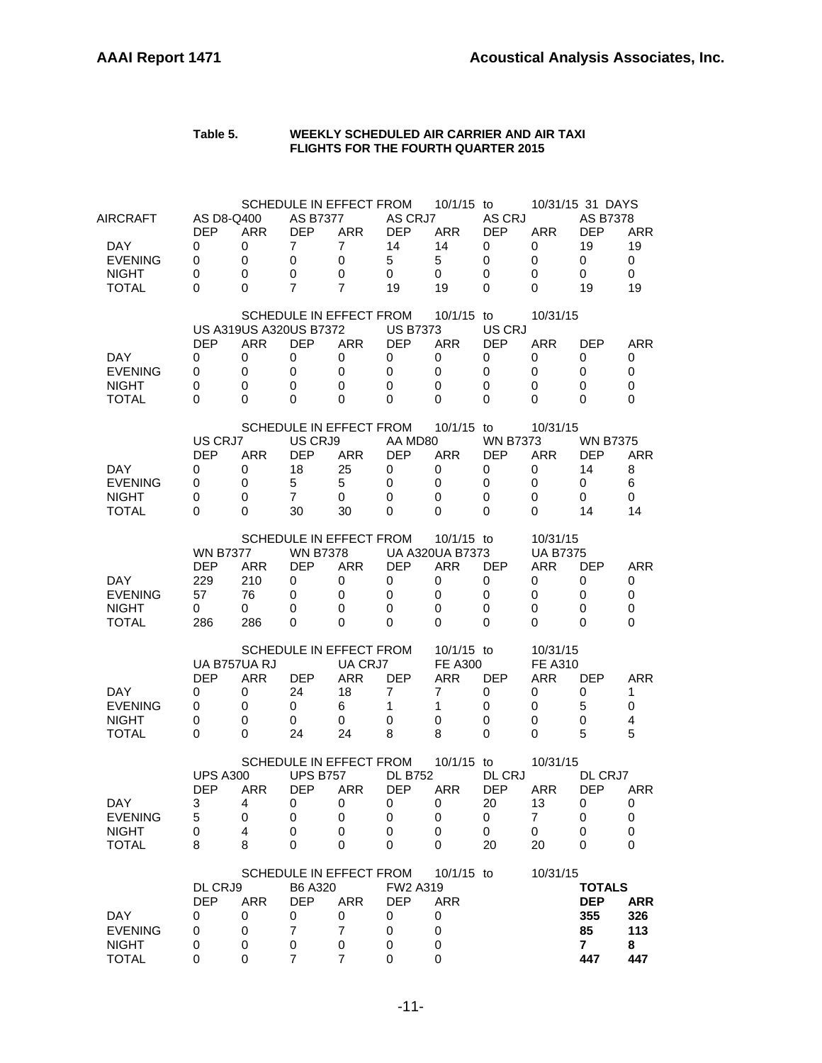**Table 5. WEEKLY SCHEDULED AIR CARRIER AND AIR TAXI FLIGHTS FOR THE FOURTH QUARTER 2015**

SCHEDULE IN EFFECT FROM 10/1/15 to 10/31/15 31 DAYS

| AIRCRAFT | AS D8-Q400 | | AS B7377 | | AS CRJ7 | | AS CRJ | | AS B7378 | |
|---|---|---|---|---|---|---|---|---|---|---|
| | DEP | ARR | DEP | ARR | DEP | ARR | DEP | ARR | DEP | ARR |
| DAY | 0 | 0 | 7 | 7 | 14 | 14 | 0 | 0 | 19 | 19 |
| EVENING | 0 | 0 | 0 | 0 | 5 | 5 | 0 | 0 | 0 | 0 |
| NIGHT | 0 | 0 | 0 | 0 | 0 | 0 | 0 | 0 | 0 | 0 |
| TOTAL | 0 | 0 | 7 | 7 | 19 | 19 | 0 | 0 | 19 | 19 |

SCHEDULE IN EFFECT FROM 10/1/15 to 10/31/15

| | US A319 | US A320 | US B7372 | | US B7373 | | US CRJ | | | |
|---|---|---|---|---|---|---|---|---|---|---|
| | DEP | ARR | DEP | ARR | DEP | ARR | DEP | ARR | DEP | ARR |
| DAY | 0 | 0 | 0 | 0 | 0 | 0 | 0 | 0 | 0 | 0 |
| EVENING | 0 | 0 | 0 | 0 | 0 | 0 | 0 | 0 | 0 | 0 |
| NIGHT | 0 | 0 | 0 | 0 | 0 | 0 | 0 | 0 | 0 | 0 |
| TOTAL | 0 | 0 | 0 | 0 | 0 | 0 | 0 | 0 | 0 | 0 |

SCHEDULE IN EFFECT FROM 10/1/15 to 10/31/15

| | US CRJ7 | | US CRJ9 | | AA MD80 | | WN B7373 | | WN B7375 | |
|---|---|---|---|---|---|---|---|---|---|---|
| | DEP | ARR | DEP | ARR | DEP | ARR | DEP | ARR | DEP | ARR |
| DAY | 0 | 0 | 18 | 25 | 0 | 0 | 0 | 0 | 14 | 8 |
| EVENING | 0 | 0 | 5 | 5 | 0 | 0 | 0 | 0 | 0 | 6 |
| NIGHT | 0 | 0 | 7 | 0 | 0 | 0 | 0 | 0 | 0 | 0 |
| TOTAL | 0 | 0 | 30 | 30 | 0 | 0 | 0 | 0 | 14 | 14 |

SCHEDULE IN EFFECT FROM 10/1/15 to 10/31/15

| | WN B7377 | | WN B7378 | | UA A320 | UA B7373 | | UA B7375 | | |
|---|---|---|---|---|---|---|---|---|---|---|
| | DEP | ARR | DEP | ARR | DEP | ARR | DEP | ARR | DEP | ARR |
| DAY | 229 | 210 | 0 | 0 | 0 | 0 | 0 | 0 | 0 | 0 |
| EVENING | 57 | 76 | 0 | 0 | 0 | 0 | 0 | 0 | 0 | 0 |
| NIGHT | 0 | 0 | 0 | 0 | 0 | 0 | 0 | 0 | 0 | 0 |
| TOTAL | 286 | 286 | 0 | 0 | 0 | 0 | 0 | 0 | 0 | 0 |

SCHEDULE IN EFFECT FROM 10/1/15 to 10/31/15

| | UA B757 | UA RJ | | UA CRJ7 | | FE A300 | | FE A310 | | |
|---|---|---|---|---|---|---|---|---|---|---|
| | DEP | ARR | DEP | ARR | DEP | ARR | DEP | ARR | DEP | ARR |
| DAY | 0 | 0 | 24 | 18 | 7 | 7 | 0 | 0 | 0 | 1 |
| EVENING | 0 | 0 | 0 | 6 | 1 | 1 | 0 | 0 | 5 | 0 |
| NIGHT | 0 | 0 | 0 | 0 | 0 | 0 | 0 | 0 | 0 | 4 |
| TOTAL | 0 | 0 | 24 | 24 | 8 | 8 | 0 | 0 | 5 | 5 |

SCHEDULE IN EFFECT FROM 10/1/15 to 10/31/15

| | UPS A300 | | UPS B757 | | DL B752 | | DL CRJ | | DL CRJ7 | |
|---|---|---|---|---|---|---|---|---|---|---|
| | DEP | ARR | DEP | ARR | DEP | ARR | DEP | ARR | DEP | ARR |
| DAY | 3 | 4 | 0 | 0 | 0 | 0 | 20 | 13 | 0 | 0 |
| EVENING | 5 | 0 | 0 | 0 | 0 | 0 | 0 | 7 | 0 | 0 |
| NIGHT | 0 | 4 | 0 | 0 | 0 | 0 | 0 | 0 | 0 | 0 |
| TOTAL | 8 | 8 | 0 | 0 | 0 | 0 | 20 | 20 | 0 | 0 |

SCHEDULE IN EFFECT FROM 10/1/15 to 10/31/15

| | DL CRJ9 | | B6 A320 | | FW2 A319 | | **TOTALS** | |
|---|---|---|---|---|---|---|---|---|
| | DEP | ARR | DEP | ARR | DEP | ARR | **DEP** | **ARR** |
| DAY | 0 | 0 | 0 | 0 | 0 | 0 | **355** | **326** |
| EVENING | 0 | 0 | 7 | 7 | 0 | 0 | **85** | **113** |
| NIGHT | 0 | 0 | 0 | 0 | 0 | 0 | **7** | **8** |
| TOTAL | 0 | 0 | 7 | 7 | 0 | 0 | **447** | **447** |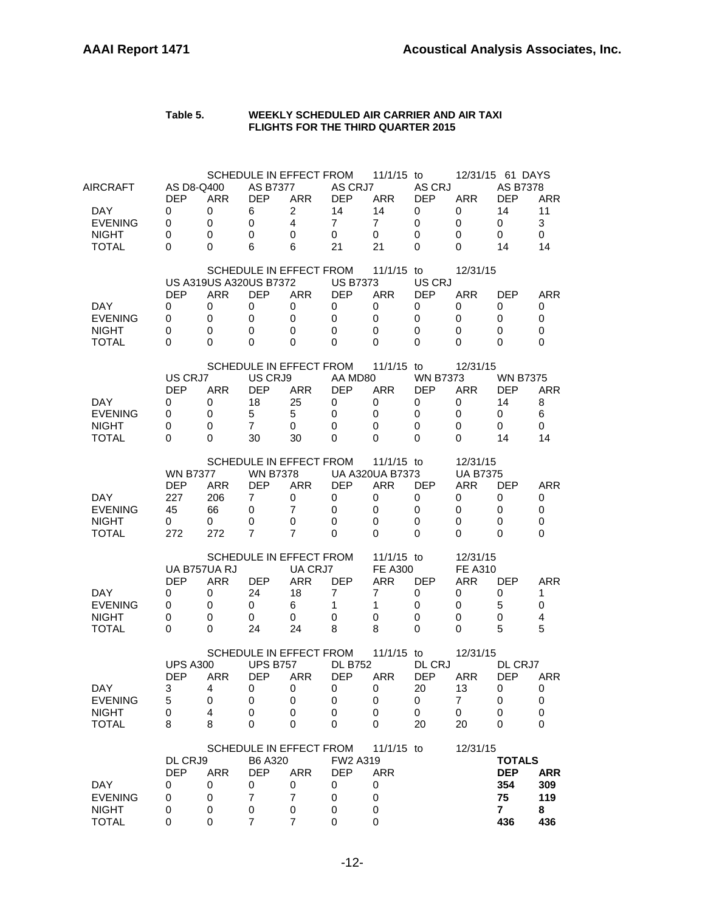**Table 5. WEEKLY SCHEDULED AIR CARRIER AND AIR TAXI FLIGHTS FOR THE THIRD QUARTER 2015**

SCHEDULE IN EFFECT FROM 11/1/15 to 12/31/15 61 DAYS

| AIRCRAFT | AS D8-Q400 | | AS B7377 | | AS CRJ7 | | AS CRJ | | AS B7378 | |
|---|---|---|---|---|---|---|---|---|---|---|
| | DEP | ARR | DEP | ARR | DEP | ARR | DEP | ARR | DEP | ARR |
| DAY | 0 | 0 | 6 | 2 | 14 | 14 | 0 | 0 | 14 | 11 |
| EVENING | 0 | 0 | 0 | 4 | 7 | 7 | 0 | 0 | 0 | 3 |
| NIGHT | 0 | 0 | 0 | 0 | 0 | 0 | 0 | 0 | 0 | 0 |
| TOTAL | 0 | 0 | 6 | 6 | 21 | 21 | 0 | 0 | 14 | 14 |

SCHEDULE IN EFFECT FROM 11/1/15 to 12/31/15

| | US A319 | | US A320 | | US B7372 | | US B7373 | | US CRJ | |
|---|---|---|---|---|---|---|---|---|---|---|
| | DEP | ARR | DEP | ARR | DEP | ARR | DEP | ARR | DEP | ARR |
| DAY | 0 | 0 | 0 | 0 | 0 | 0 | 0 | 0 | 0 | 0 |
| EVENING | 0 | 0 | 0 | 0 | 0 | 0 | 0 | 0 | 0 | 0 |
| NIGHT | 0 | 0 | 0 | 0 | 0 | 0 | 0 | 0 | 0 | 0 |
| TOTAL | 0 | 0 | 0 | 0 | 0 | 0 | 0 | 0 | 0 | 0 |

SCHEDULE IN EFFECT FROM 11/1/15 to 12/31/15

| | US CRJ7 | | US CRJ9 | | AA MD80 | | WN B7373 | | WN B7375 | |
|---|---|---|---|---|---|---|---|---|---|---|
| | DEP | ARR | DEP | ARR | DEP | ARR | DEP | ARR | DEP | ARR |
| DAY | 0 | 0 | 18 | 25 | 0 | 0 | 0 | 0 | 14 | 8 |
| EVENING | 0 | 0 | 5 | 5 | 0 | 0 | 0 | 0 | 0 | 6 |
| NIGHT | 0 | 0 | 7 | 0 | 0 | 0 | 0 | 0 | 0 | 0 |
| TOTAL | 0 | 0 | 30 | 30 | 0 | 0 | 0 | 0 | 14 | 14 |

SCHEDULE IN EFFECT FROM 11/1/15 to 12/31/15

| | WN B7377 | | WN B7378 | | UA A320 | | UA B7373 | | UA B7375 | |
|---|---|---|---|---|---|---|---|---|---|---|
| | DEP | ARR | DEP | ARR | DEP | ARR | DEP | ARR | DEP | ARR |
| DAY | 227 | 206 | 7 | 0 | 0 | 0 | 0 | 0 | 0 | 0 |
| EVENING | 45 | 66 | 0 | 7 | 0 | 0 | 0 | 0 | 0 | 0 |
| NIGHT | 0 | 0 | 0 | 0 | 0 | 0 | 0 | 0 | 0 | 0 |
| TOTAL | 272 | 272 | 7 | 7 | 0 | 0 | 0 | 0 | 0 | 0 |

SCHEDULE IN EFFECT FROM 11/1/15 to 12/31/15

| | UA B757 | | UA RJ | | UA CRJ7 | | FE A300 | | FE A310 | |
|---|---|---|---|---|---|---|---|---|---|---|
| | DEP | ARR | DEP | ARR | DEP | ARR | DEP | ARR | DEP | ARR |
| DAY | 0 | 0 | 24 | 18 | 7 | 7 | 0 | 0 | 0 | 1 |
| EVENING | 0 | 0 | 0 | 6 | 1 | 1 | 0 | 0 | 5 | 0 |
| NIGHT | 0 | 0 | 0 | 0 | 0 | 0 | 0 | 0 | 0 | 4 |
| TOTAL | 0 | 0 | 24 | 24 | 8 | 8 | 0 | 0 | 5 | 5 |

SCHEDULE IN EFFECT FROM 11/1/15 to 12/31/15

| | UPS A300 | | UPS B757 | | DL B752 | | DL CRJ | | DL CRJ7 | |
|---|---|---|---|---|---|---|---|---|---|---|
| | DEP | ARR | DEP | ARR | DEP | ARR | DEP | ARR | DEP | ARR |
| DAY | 3 | 4 | 0 | 0 | 0 | 0 | 20 | 13 | 0 | 0 |
| EVENING | 5 | 0 | 0 | 0 | 0 | 0 | 0 | 7 | 0 | 0 |
| NIGHT | 0 | 4 | 0 | 0 | 0 | 0 | 0 | 0 | 0 | 0 |
| TOTAL | 8 | 8 | 0 | 0 | 0 | 0 | 20 | 20 | 0 | 0 |

SCHEDULE IN EFFECT FROM 11/1/15 to 12/31/15

| | DL CRJ9 | | B6 A320 | | FW2 A319 | | | | **TOTALS** | |
|---|---|---|---|---|---|---|---|---|---|---|
| | DEP | ARR | DEP | ARR | DEP | ARR | | | **DEP** | **ARR** |
| DAY | 0 | 0 | 0 | 0 | 0 | 0 | | | **354** | **309** |
| EVENING | 0 | 0 | 7 | 7 | 0 | 0 | | | **75** | **119** |
| NIGHT | 0 | 0 | 0 | 0 | 0 | 0 | | | **7** | **8** |
| TOTAL | 0 | 0 | 7 | 7 | 0 | 0 | | | **436** | **436** |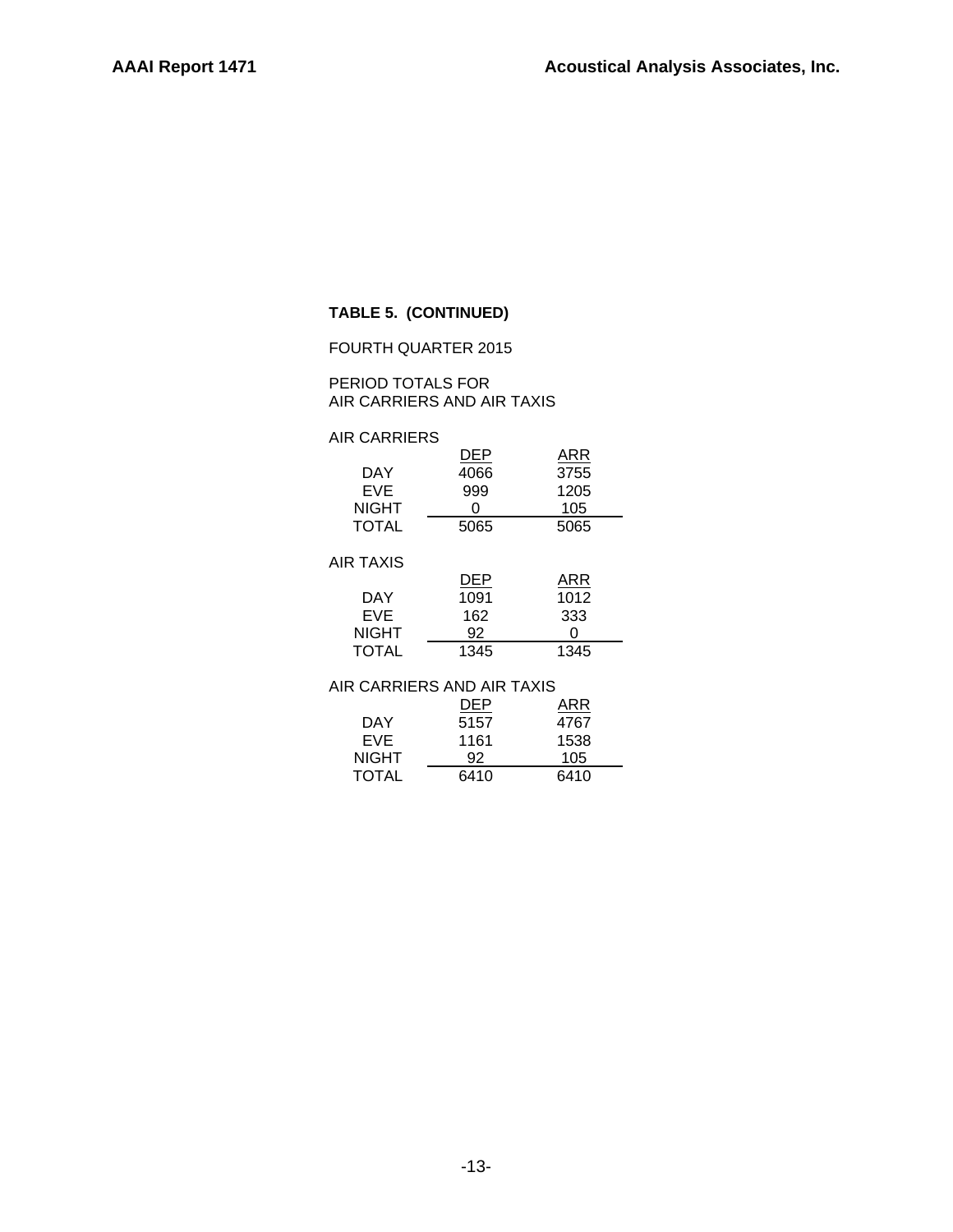**TABLE 5. (CONTINUED)**

FOURTH QUARTER 2015

PERIOD TOTALS FOR
AIR CARRIERS AND AIR TAXIS

AIR CARRIERS

| | DEP | ARR |
|---|---|---|
| DAY | 4066 | 3755 |
| EVE | 999 | 1205 |
| NIGHT | 0 | 105 |
| TOTAL | 5065 | 5065 |

AIR TAXIS

| | DEP | ARR |
|---|---|---|
| DAY | 1091 | 1012 |
| EVE | 162 | 333 |
| NIGHT | 92 | 0 |
| TOTAL | 1345 | 1345 |

AIR CARRIERS AND AIR TAXIS

| | DEP | ARR |
|---|---|---|
| DAY | 5157 | 4767 |
| EVE | 1161 | 1538 |
| NIGHT | 92 | 105 |
| TOTAL | 6410 | 6410 |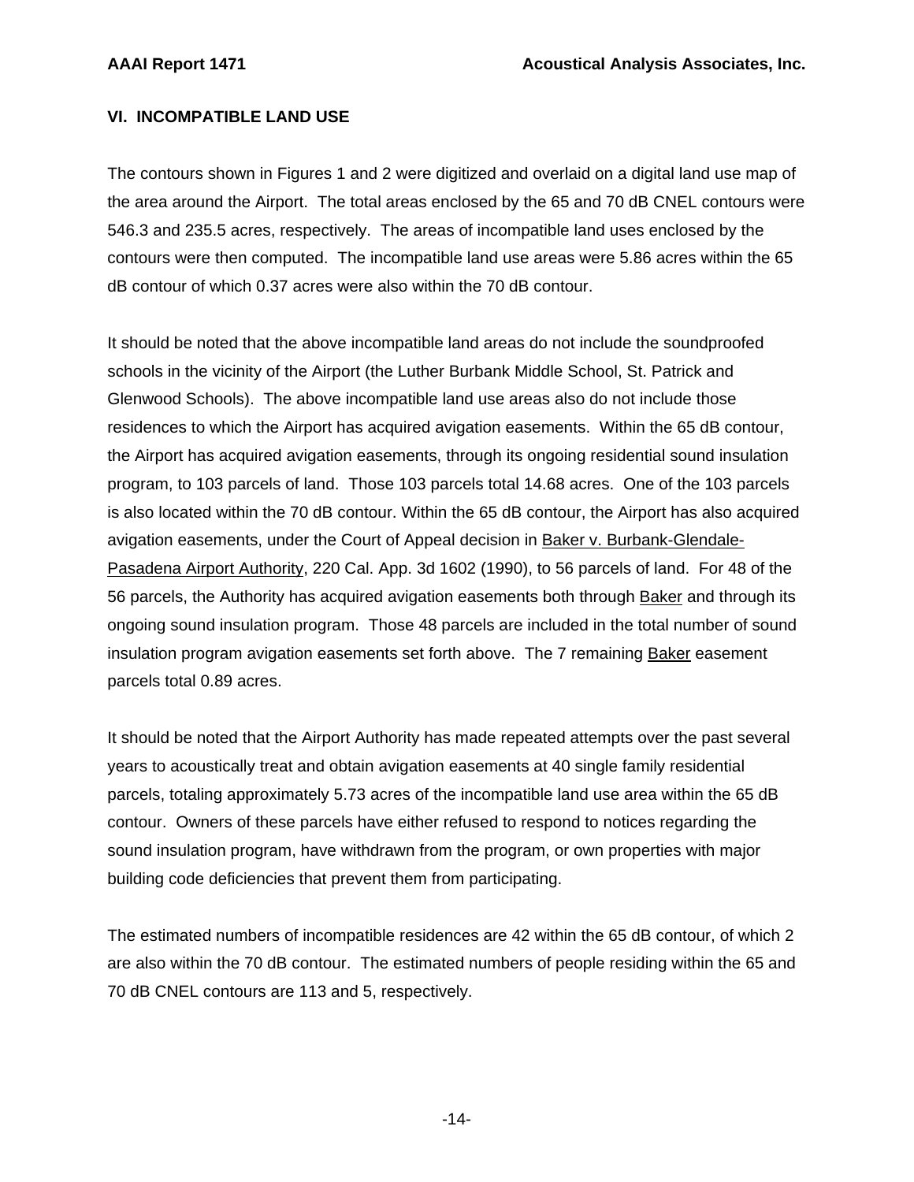## VI. INCOMPATIBLE LAND USE

The contours shown in Figures 1 and 2 were digitized and overlaid on a digital land use map of the area around the Airport. The total areas enclosed by the 65 and 70 dB CNEL contours were 546.3 and 235.5 acres, respectively. The areas of incompatible land uses enclosed by the contours were then computed. The incompatible land use areas were 5.86 acres within the 65 dB contour of which 0.37 acres were also within the 70 dB contour.

It should be noted that the above incompatible land areas do not include the soundproofed schools in the vicinity of the Airport (the Luther Burbank Middle School, St. Patrick and Glenwood Schools). The above incompatible land use areas also do not include those residences to which the Airport has acquired avigation easements. Within the 65 dB contour, the Airport has acquired avigation easements, through its ongoing residential sound insulation program, to 103 parcels of land. Those 103 parcels total 14.68 acres. One of the 103 parcels is also located within the 70 dB contour. Within the 65 dB contour, the Airport has also acquired avigation easements, under the Court of Appeal decision in <u>Baker v. Burbank-Glendale-Pasadena Airport Authority</u>, 220 Cal. App. 3d 1602 (1990), to 56 parcels of land. For 48 of the 56 parcels, the Authority has acquired avigation easements both through <u>Baker</u> and through its ongoing sound insulation program. Those 48 parcels are included in the total number of sound insulation program avigation easements set forth above. The 7 remaining <u>Baker</u> easement parcels total 0.89 acres.

It should be noted that the Airport Authority has made repeated attempts over the past several years to acoustically treat and obtain avigation easements at 40 single family residential parcels, totaling approximately 5.73 acres of the incompatible land use area within the 65 dB contour. Owners of these parcels have either refused to respond to notices regarding the sound insulation program, have withdrawn from the program, or own properties with major building code deficiencies that prevent them from participating.

The estimated numbers of incompatible residences are 42 within the 65 dB contour, of which 2 are also within the 70 dB contour. The estimated numbers of people residing within the 65 and 70 dB CNEL contours are 113 and 5, respectively.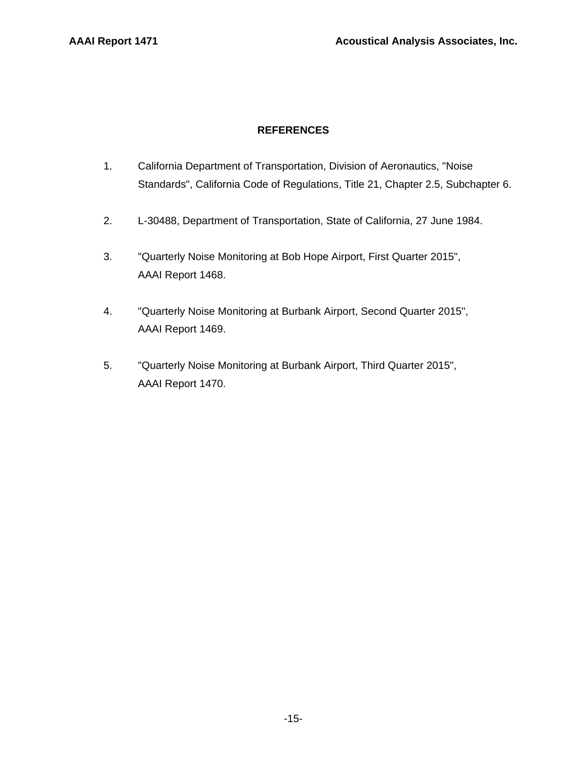## REFERENCES

1. California Department of Transportation, Division of Aeronautics, "Noise Standards", California Code of Regulations, Title 21, Chapter 2.5, Subchapter 6.

2. L-30488, Department of Transportation, State of California, 27 June 1984.

3. "Quarterly Noise Monitoring at Bob Hope Airport, First Quarter 2015", AAAI Report 1468.

4. "Quarterly Noise Monitoring at Burbank Airport, Second Quarter 2015", AAAI Report 1469.

5. "Quarterly Noise Monitoring at Burbank Airport, Third Quarter 2015", AAAI Report 1470.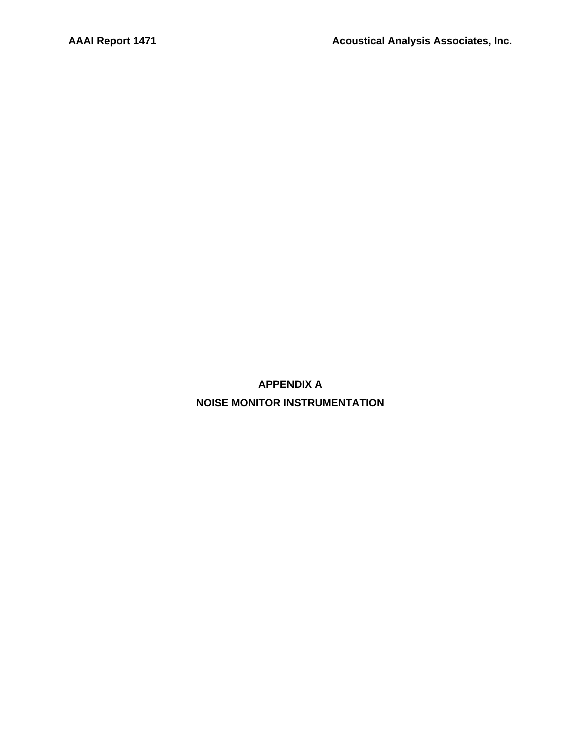# APPENDIX A

# NOISE MONITOR INSTRUMENTATION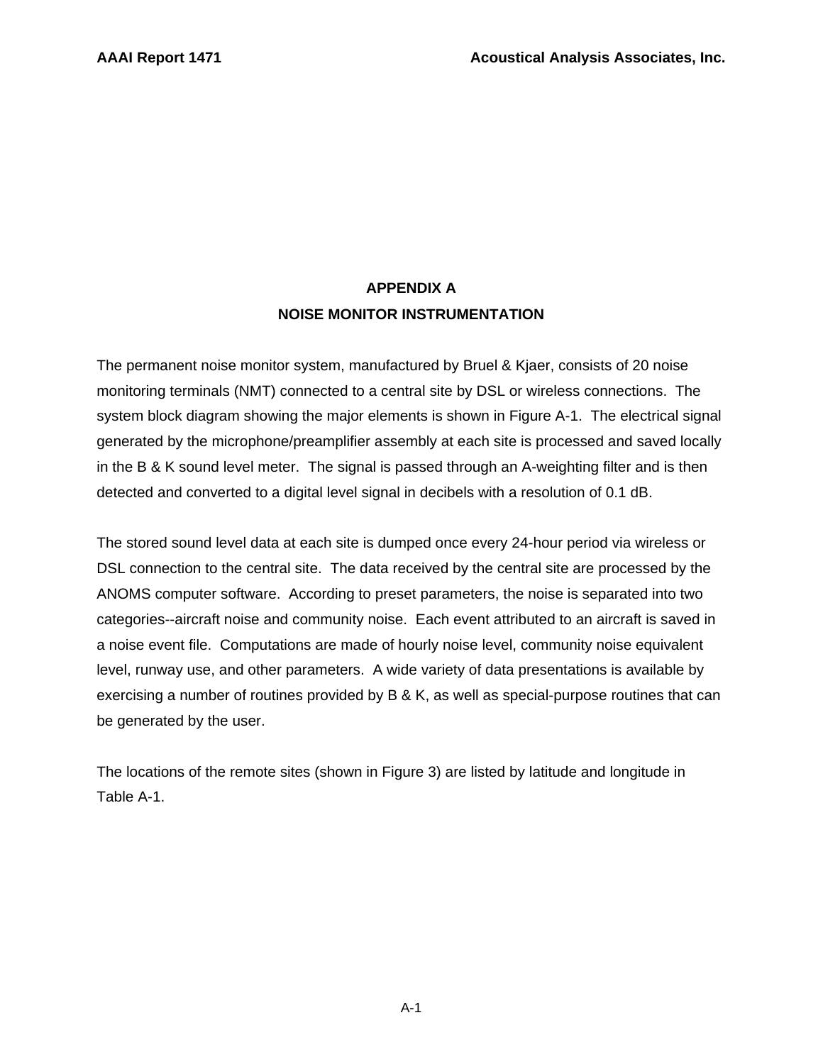# APPENDIX A
## NOISE MONITOR INSTRUMENTATION

The permanent noise monitor system, manufactured by Bruel & Kjaer, consists of 20 noise monitoring terminals (NMT) connected to a central site by DSL or wireless connections. The system block diagram showing the major elements is shown in Figure A-1. The electrical signal generated by the microphone/preamplifier assembly at each site is processed and saved locally in the B & K sound level meter. The signal is passed through an A-weighting filter and is then detected and converted to a digital level signal in decibels with a resolution of 0.1 dB.

The stored sound level data at each site is dumped once every 24-hour period via wireless or DSL connection to the central site. The data received by the central site are processed by the ANOMS computer software. According to preset parameters, the noise is separated into two categories--aircraft noise and community noise. Each event attributed to an aircraft is saved in a noise event file. Computations are made of hourly noise level, community noise equivalent level, runway use, and other parameters. A wide variety of data presentations is available by exercising a number of routines provided by B & K, as well as special-purpose routines that can be generated by the user.

The locations of the remote sites (shown in Figure 3) are listed by latitude and longitude in Table A-1.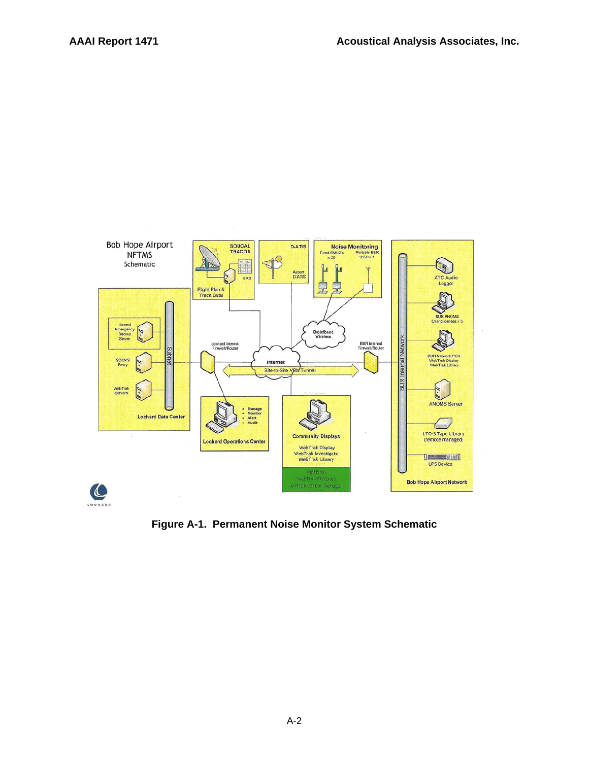**Figure A-1. Permanent Noise Monitor System Schematic**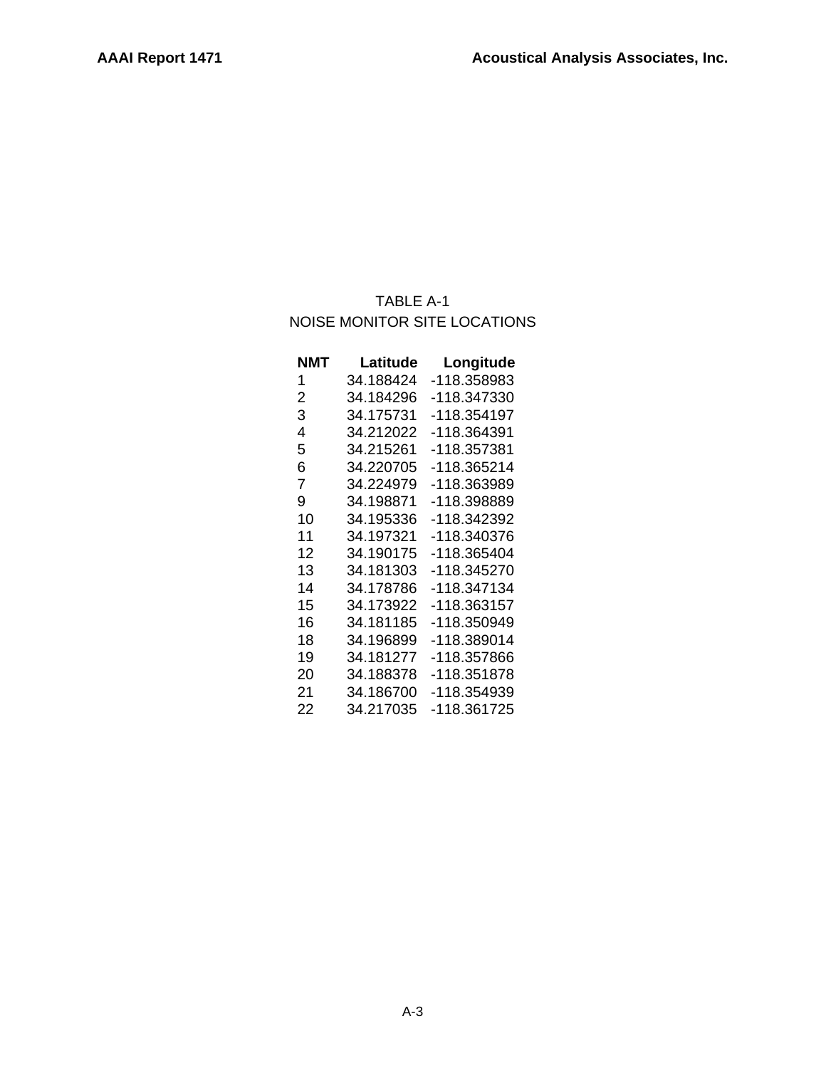TABLE A-1
NOISE MONITOR SITE LOCATIONS

| NMT | Latitude | Longitude |
|---|---|---|
| 1 | 34.188424 | -118.358983 |
| 2 | 34.184296 | -118.347330 |
| 3 | 34.175731 | -118.354197 |
| 4 | 34.212022 | -118.364391 |
| 5 | 34.215261 | -118.357381 |
| 6 | 34.220705 | -118.365214 |
| 7 | 34.224979 | -118.363989 |
| 9 | 34.198871 | -118.398889 |
| 10 | 34.195336 | -118.342392 |
| 11 | 34.197321 | -118.340376 |
| 12 | 34.190175 | -118.365404 |
| 13 | 34.181303 | -118.345270 |
| 14 | 34.178786 | -118.347134 |
| 15 | 34.173922 | -118.363157 |
| 16 | 34.181185 | -118.350949 |
| 18 | 34.196899 | -118.389014 |
| 19 | 34.181277 | -118.357866 |
| 20 | 34.188378 | -118.351878 |
| 21 | 34.186700 | -118.354939 |
| 22 | 34.217035 | -118.361725 |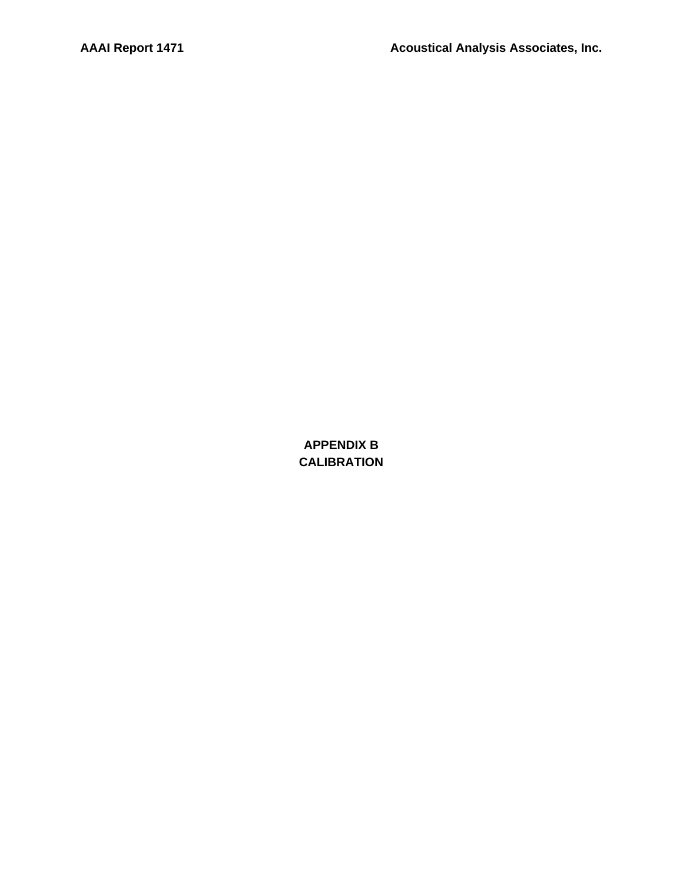# APPENDIX B
# CALIBRATION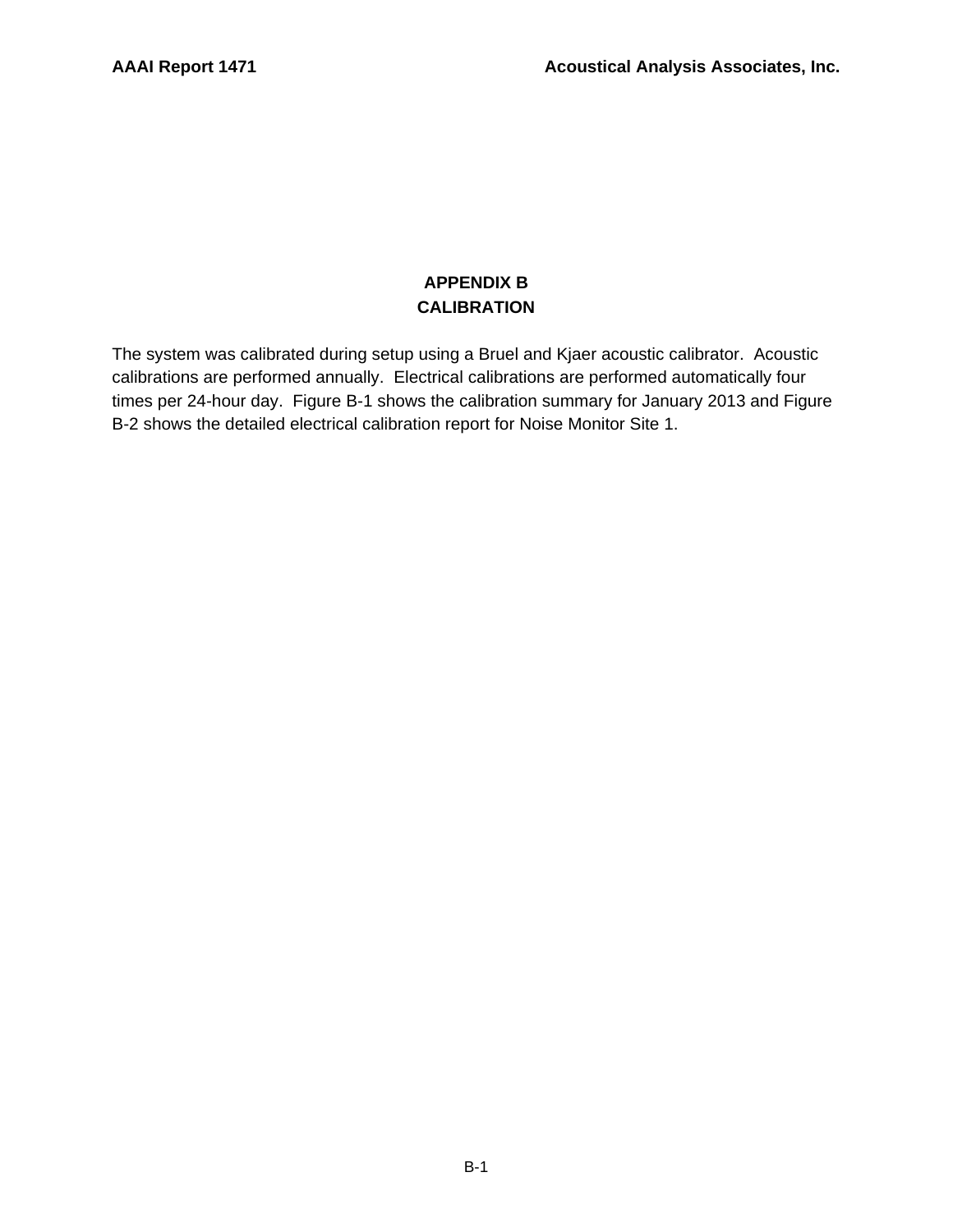# APPENDIX B
# CALIBRATION

The system was calibrated during setup using a Bruel and Kjaer acoustic calibrator. Acoustic calibrations are performed annually. Electrical calibrations are performed automatically four times per 24-hour day. Figure B-1 shows the calibration summary for January 2013 and Figure B-2 shows the detailed electrical calibration report for Noise Monitor Site 1.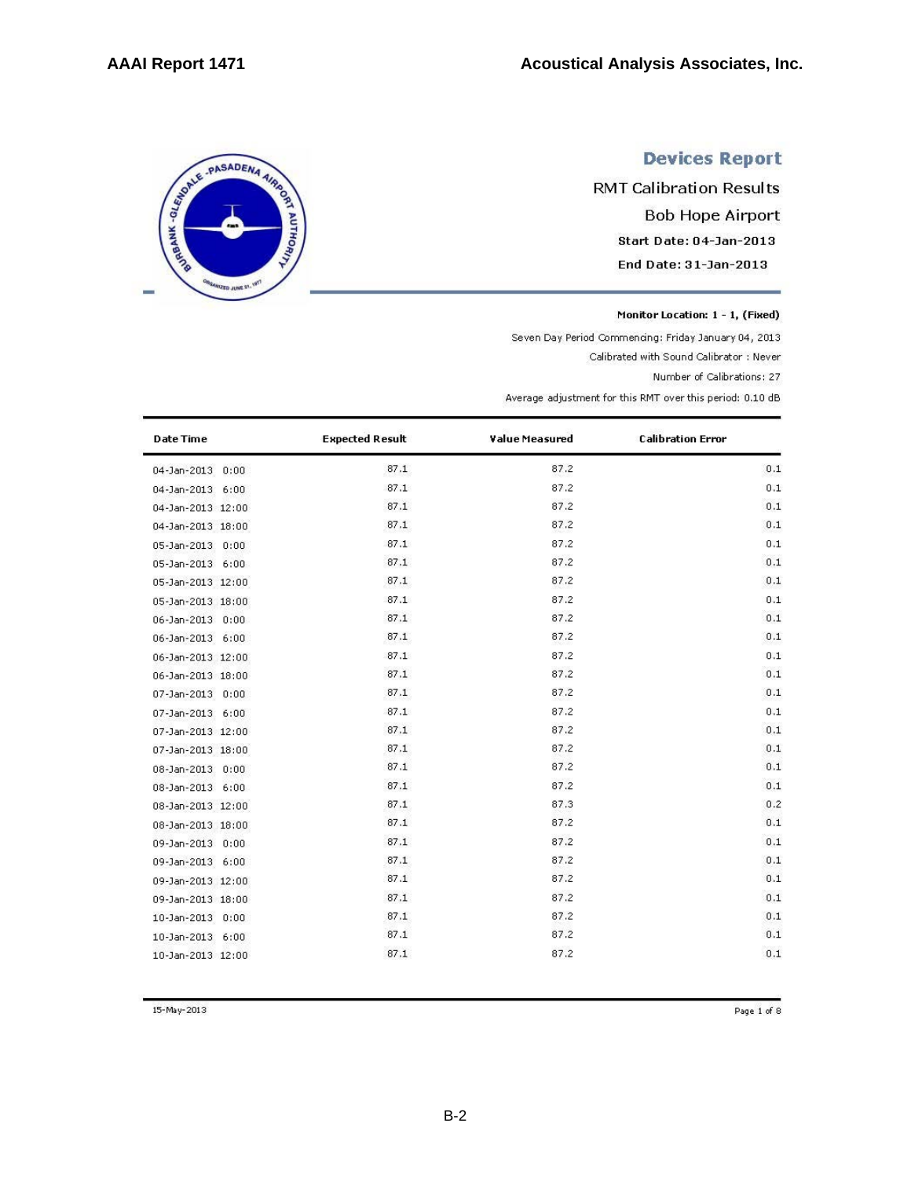# Devices Report

RMT Calibration Results

Bob Hope Airport

Start Date: 04-Jan-2013

End Date: 31-Jan-2013

**Monitor Location: 1 - 1, (Fixed)**

Seven Day Period Commencing: Friday January 04, 2013

Calibrated with Sound Calibrator : Never

Number of Calibrations: 27

Average adjustment for this RMT over this period: 0.10 dB

| Date Time | Expected Result | Value Measured | Calibration Error |
|---|---|---|---|
| 04-Jan-2013 0:00 | 87.1 | 87.2 | 0.1 |
| 04-Jan-2013 6:00 | 87.1 | 87.2 | 0.1 |
| 04-Jan-2013 12:00 | 87.1 | 87.2 | 0.1 |
| 04-Jan-2013 18:00 | 87.1 | 87.2 | 0.1 |
| 05-Jan-2013 0:00 | 87.1 | 87.2 | 0.1 |
| 05-Jan-2013 6:00 | 87.1 | 87.2 | 0.1 |
| 05-Jan-2013 12:00 | 87.1 | 87.2 | 0.1 |
| 05-Jan-2013 18:00 | 87.1 | 87.2 | 0.1 |
| 06-Jan-2013 0:00 | 87.1 | 87.2 | 0.1 |
| 06-Jan-2013 6:00 | 87.1 | 87.2 | 0.1 |
| 06-Jan-2013 12:00 | 87.1 | 87.2 | 0.1 |
| 06-Jan-2013 18:00 | 87.1 | 87.2 | 0.1 |
| 07-Jan-2013 0:00 | 87.1 | 87.2 | 0.1 |
| 07-Jan-2013 6:00 | 87.1 | 87.2 | 0.1 |
| 07-Jan-2013 12:00 | 87.1 | 87.2 | 0.1 |
| 07-Jan-2013 18:00 | 87.1 | 87.2 | 0.1 |
| 08-Jan-2013 0:00 | 87.1 | 87.2 | 0.1 |
| 08-Jan-2013 6:00 | 87.1 | 87.2 | 0.1 |
| 08-Jan-2013 12:00 | 87.1 | 87.3 | 0.2 |
| 08-Jan-2013 18:00 | 87.1 | 87.2 | 0.1 |
| 09-Jan-2013 0:00 | 87.1 | 87.2 | 0.1 |
| 09-Jan-2013 6:00 | 87.1 | 87.2 | 0.1 |
| 09-Jan-2013 12:00 | 87.1 | 87.2 | 0.1 |
| 09-Jan-2013 18:00 | 87.1 | 87.2 | 0.1 |
| 10-Jan-2013 0:00 | 87.1 | 87.2 | 0.1 |
| 10-Jan-2013 6:00 | 87.1 | 87.2 | 0.1 |
| 10-Jan-2013 12:00 | 87.1 | 87.2 | 0.1 |

15-May-2013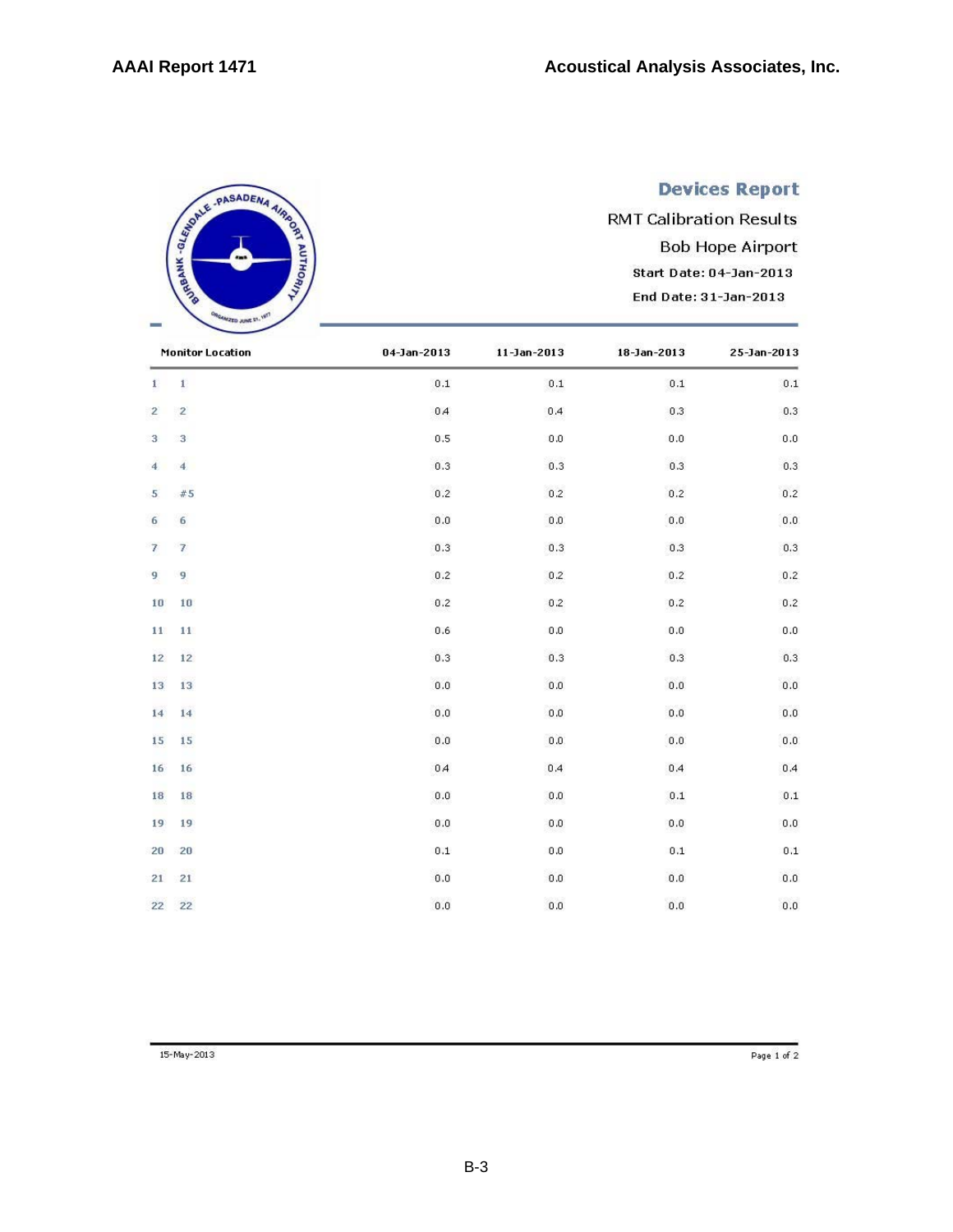# Devices Report

RMT Calibration Results

Bob Hope Airport

Start Date: 04-Jan-2013

End Date: 31-Jan-2013

| | Monitor Location | 04-Jan-2013 | 11-Jan-2013 | 18-Jan-2013 | 25-Jan-2013 |
|---|---|---|---|---|---|
| 1 | 1 | 0.1 | 0.1 | 0.1 | 0.1 |
| 2 | 2 | 0.4 | 0.4 | 0.3 | 0.3 |
| 3 | 3 | 0.5 | 0.0 | 0.0 | 0.0 |
| 4 | 4 | 0.3 | 0.3 | 0.3 | 0.3 |
| 5 | #5 | 0.2 | 0.2 | 0.2 | 0.2 |
| 6 | 6 | 0.0 | 0.0 | 0.0 | 0.0 |
| 7 | 7 | 0.3 | 0.3 | 0.3 | 0.3 |
| 9 | 9 | 0.2 | 0.2 | 0.2 | 0.2 |
| 10 | 10 | 0.2 | 0.2 | 0.2 | 0.2 |
| 11 | 11 | 0.6 | 0.0 | 0.0 | 0.0 |
| 12 | 12 | 0.3 | 0.3 | 0.3 | 0.3 |
| 13 | 13 | 0.0 | 0.0 | 0.0 | 0.0 |
| 14 | 14 | 0.0 | 0.0 | 0.0 | 0.0 |
| 15 | 15 | 0.0 | 0.0 | 0.0 | 0.0 |
| 16 | 16 | 0.4 | 0.4 | 0.4 | 0.4 |
| 18 | 18 | 0.0 | 0.0 | 0.1 | 0.1 |
| 19 | 19 | 0.0 | 0.0 | 0.0 | 0.0 |
| 20 | 20 | 0.1 | 0.0 | 0.1 | 0.1 |
| 21 | 21 | 0.0 | 0.0 | 0.0 | 0.0 |
| 22 | 22 | 0.0 | 0.0 | 0.0 | 0.0 |

15-May-2013